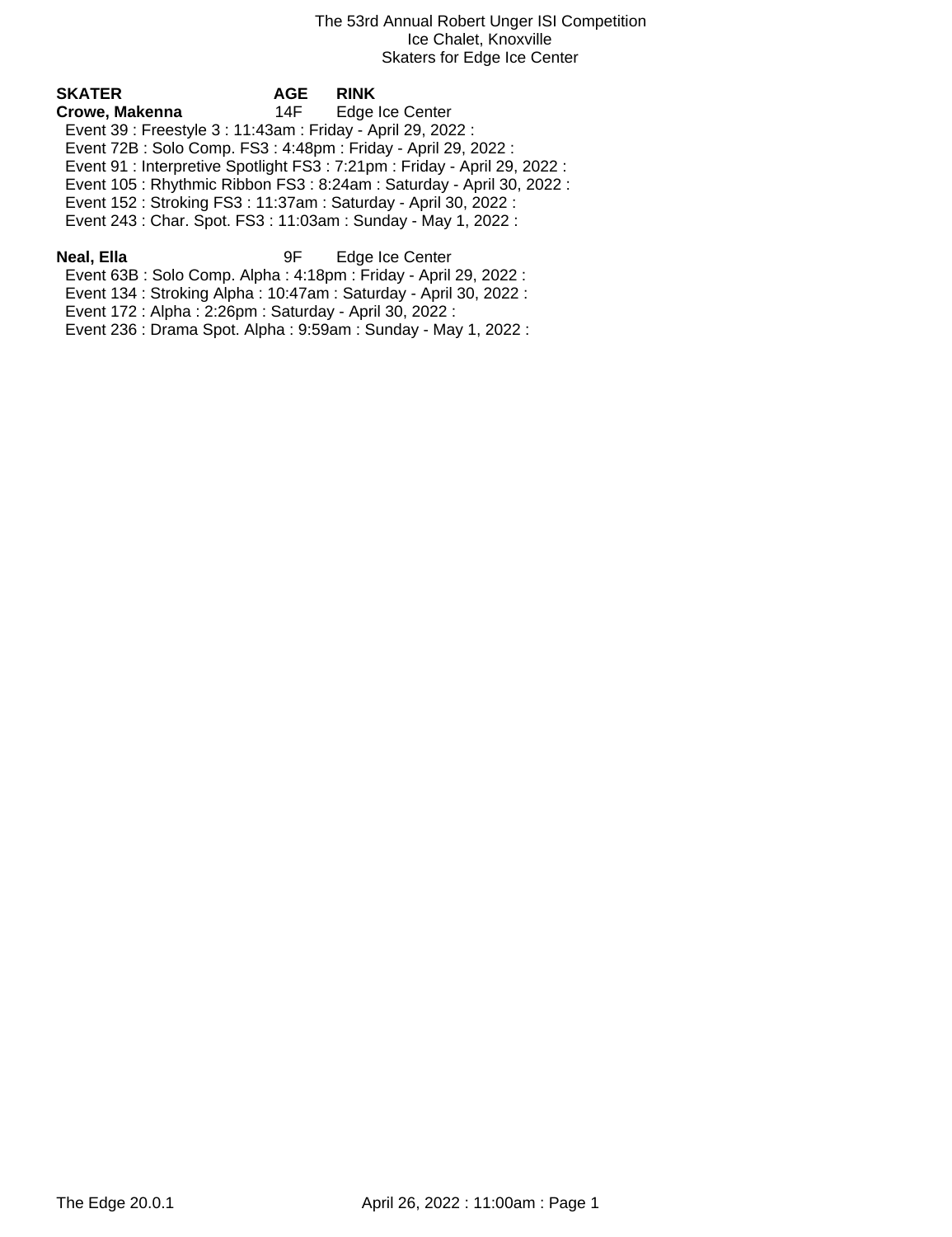# The 53rd Annual Robert Unger ISI Competition

Ice Chalet, Knoxville

Skaters for Edge Ice Center

| SKATER | AGE | RINK |
|---|---|---|
| **Crowe, Makenna** | 14F | Edge Ice Center |

Event 39 : Freestyle 3 : 11:43am : Friday - April 29, 2022 :
Event 72B : Solo Comp. FS3 : 4:48pm : Friday - April 29, 2022 :
Event 91 : Interpretive Spotlight FS3 : 7:21pm : Friday - April 29, 2022 :
Event 105 : Rhythmic Ribbon FS3 : 8:24am : Saturday - April 30, 2022 :
Event 152 : Stroking FS3 : 11:37am : Saturday - April 30, 2022 :
Event 243 : Char. Spot. FS3 : 11:03am : Sunday - May 1, 2022 :

| SKATER | AGE | RINK |
|---|---|---|
| **Neal, Ella** | 9F | Edge Ice Center |

Event 63B : Solo Comp. Alpha : 4:18pm : Friday - April 29, 2022 :
Event 134 : Stroking Alpha : 10:47am : Saturday - April 30, 2022 :
Event 172 : Alpha : 2:26pm : Saturday - April 30, 2022 :
Event 236 : Drama Spot. Alpha : 9:59am : Sunday - May 1, 2022 :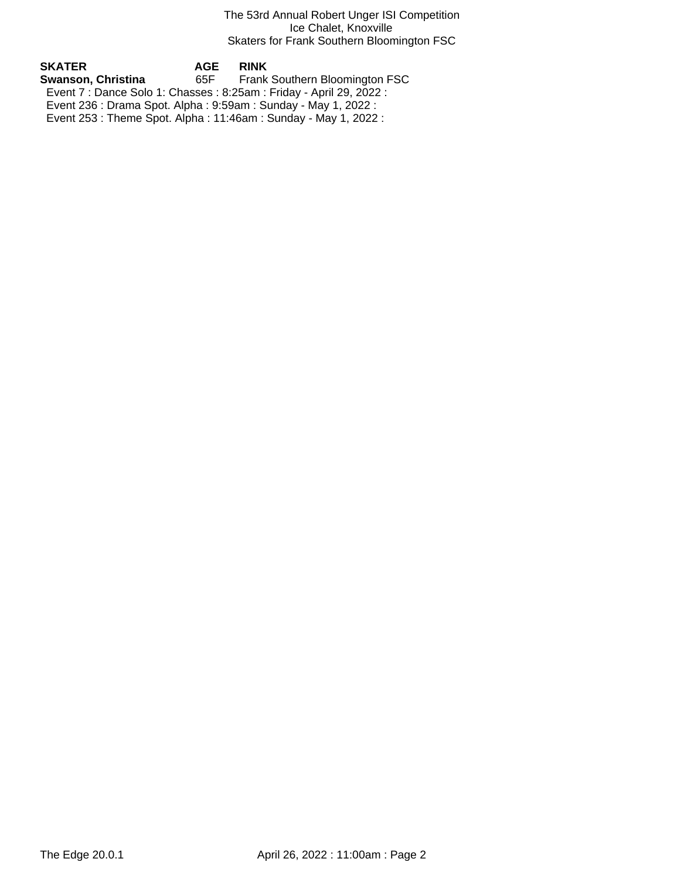The 53rd Annual Robert Unger ISI Competition
Ice Chalet, Knoxville
Skaters for Frank Southern Bloomington FSC

| SKATER | AGE | RINK |
| --- | --- | --- |
| **Swanson, Christina** | 65F | Frank Southern Bloomington FSC |

Event 7 : Dance Solo 1: Chasses : 8:25am : Friday - April 29, 2022 :
Event 236 : Drama Spot. Alpha : 9:59am : Sunday - May 1, 2022 :
Event 253 : Theme Spot. Alpha : 11:46am : Sunday - May 1, 2022 :

The Edge 20.0.1 April 26, 2022 : 11:00am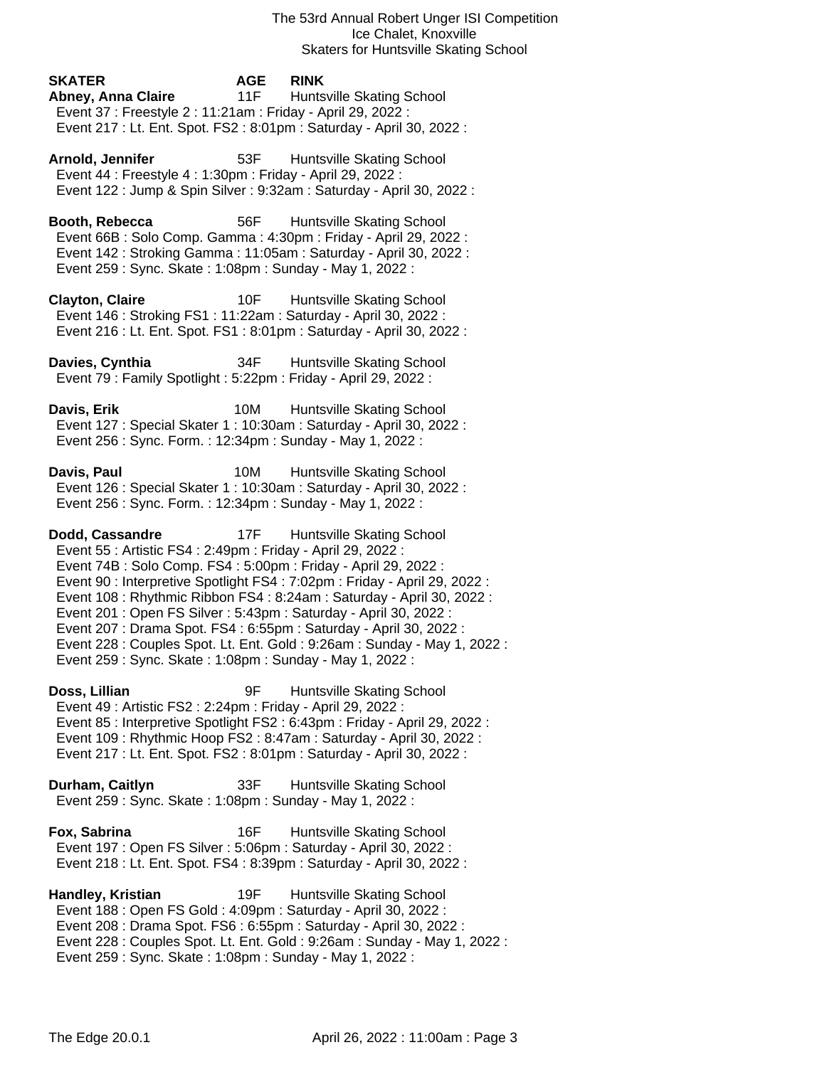The 53rd Annual Robert Unger ISI Competition
Ice Chalet, Knoxville
Skaters for Huntsville Skating School

| SKATER | AGE | RINK |
|---|---|---|

**Abney, Anna Claire** 11F Huntsville Skating School
Event 37 : Freestyle 2 : 11:21am : Friday - April 29, 2022 :
Event 217 : Lt. Ent. Spot. FS2 : 8:01pm : Saturday - April 30, 2022 :

**Arnold, Jennifer** 53F Huntsville Skating School
Event 44 : Freestyle 4 : 1:30pm : Friday - April 29, 2022 :
Event 122 : Jump & Spin Silver : 9:32am : Saturday - April 30, 2022 :

**Booth, Rebecca** 56F Huntsville Skating School
Event 66B : Solo Comp. Gamma : 4:30pm : Friday - April 29, 2022 :
Event 142 : Stroking Gamma : 11:05am : Saturday - April 30, 2022 :
Event 259 : Sync. Skate : 1:08pm : Sunday - May 1, 2022 :

**Clayton, Claire** 10F Huntsville Skating School
Event 146 : Stroking FS1 : 11:22am : Saturday - April 30, 2022 :
Event 216 : Lt. Ent. Spot. FS1 : 8:01pm : Saturday - April 30, 2022 :

**Davies, Cynthia** 34F Huntsville Skating School
Event 79 : Family Spotlight : 5:22pm : Friday - April 29, 2022 :

**Davis, Erik** 10M Huntsville Skating School
Event 127 : Special Skater 1 : 10:30am : Saturday - April 30, 2022 :
Event 256 : Sync. Form. : 12:34pm : Sunday - May 1, 2022 :

**Davis, Paul** 10M Huntsville Skating School
Event 126 : Special Skater 1 : 10:30am : Saturday - April 30, 2022 :
Event 256 : Sync. Form. : 12:34pm : Sunday - May 1, 2022 :

**Dodd, Cassandre** 17F Huntsville Skating School
Event 55 : Artistic FS4 : 2:49pm : Friday - April 29, 2022 :
Event 74B : Solo Comp. FS4 : 5:00pm : Friday - April 29, 2022 :
Event 90 : Interpretive Spotlight FS4 : 7:02pm : Friday - April 29, 2022 :
Event 108 : Rhythmic Ribbon FS4 : 8:24am : Saturday - April 30, 2022 :
Event 201 : Open FS Silver : 5:43pm : Saturday - April 30, 2022 :
Event 207 : Drama Spot. FS4 : 6:55pm : Saturday - April 30, 2022 :
Event 228 : Couples Spot. Lt. Ent. Gold : 9:26am : Sunday - May 1, 2022 :
Event 259 : Sync. Skate : 1:08pm : Sunday - May 1, 2022 :

**Doss, Lillian** 9F Huntsville Skating School
Event 49 : Artistic FS2 : 2:24pm : Friday - April 29, 2022 :
Event 85 : Interpretive Spotlight FS2 : 6:43pm : Friday - April 29, 2022 :
Event 109 : Rhythmic Hoop FS2 : 8:47am : Saturday - April 30, 2022 :
Event 217 : Lt. Ent. Spot. FS2 : 8:01pm : Saturday - April 30, 2022 :

**Durham, Caitlyn** 33F Huntsville Skating School
Event 259 : Sync. Skate : 1:08pm : Sunday - May 1, 2022 :

**Fox, Sabrina** 16F Huntsville Skating School
Event 197 : Open FS Silver : 5:06pm : Saturday - April 30, 2022 :
Event 218 : Lt. Ent. Spot. FS4 : 8:39pm : Saturday - April 30, 2022 :

**Handley, Kristian** 19F Huntsville Skating School
Event 188 : Open FS Gold : 4:09pm : Saturday - April 30, 2022 :
Event 208 : Drama Spot. FS6 : 6:55pm : Saturday - April 30, 2022 :
Event 228 : Couples Spot. Lt. Ent. Gold : 9:26am : Sunday - May 1, 2022 :
Event 259 : Sync. Skate : 1:08pm : Sunday - May 1, 2022 :

The Edge 20.0.1 April 26, 2022 : 11:00am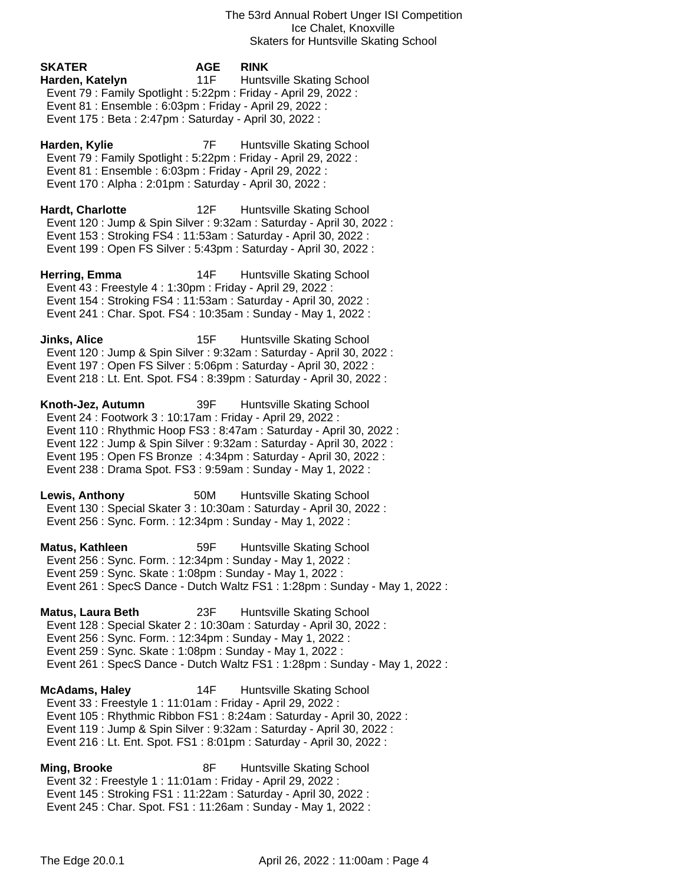The 53rd Annual Robert Unger ISI Competition
Ice Chalet, Knoxville
Skaters for Huntsville Skating School

**SKATER** **AGE** **RINK**

**Harden, Katelyn** 11F Huntsville Skating School
Event 79 : Family Spotlight : 5:22pm : Friday - April 29, 2022 :
Event 81 : Ensemble : 6:03pm : Friday - April 29, 2022 :
Event 175 : Beta : 2:47pm : Saturday - April 30, 2022 :

**Harden, Kylie** 7F Huntsville Skating School
Event 79 : Family Spotlight : 5:22pm : Friday - April 29, 2022 :
Event 81 : Ensemble : 6:03pm : Friday - April 29, 2022 :
Event 170 : Alpha : 2:01pm : Saturday - April 30, 2022 :

**Hardt, Charlotte** 12F Huntsville Skating School
Event 120 : Jump & Spin Silver : 9:32am : Saturday - April 30, 2022 :
Event 153 : Stroking FS4 : 11:53am : Saturday - April 30, 2022 :
Event 199 : Open FS Silver : 5:43pm : Saturday - April 30, 2022 :

**Herring, Emma** 14F Huntsville Skating School
Event 43 : Freestyle 4 : 1:30pm : Friday - April 29, 2022 :
Event 154 : Stroking FS4 : 11:53am : Saturday - April 30, 2022 :
Event 241 : Char. Spot. FS4 : 10:35am : Sunday - May 1, 2022 :

**Jinks, Alice** 15F Huntsville Skating School
Event 120 : Jump & Spin Silver : 9:32am : Saturday - April 30, 2022 :
Event 197 : Open FS Silver : 5:06pm : Saturday - April 30, 2022 :
Event 218 : Lt. Ent. Spot. FS4 : 8:39pm : Saturday - April 30, 2022 :

**Knoth-Jez, Autumn** 39F Huntsville Skating School
Event 24 : Footwork 3 : 10:17am : Friday - April 29, 2022 :
Event 110 : Rhythmic Hoop FS3 : 8:47am : Saturday - April 30, 2022 :
Event 122 : Jump & Spin Silver : 9:32am : Saturday - April 30, 2022 :
Event 195 : Open FS Bronze : 4:34pm : Saturday - April 30, 2022 :
Event 238 : Drama Spot. FS3 : 9:59am : Sunday - May 1, 2022 :

**Lewis, Anthony** 50M Huntsville Skating School
Event 130 : Special Skater 3 : 10:30am : Saturday - April 30, 2022 :
Event 256 : Sync. Form. : 12:34pm : Sunday - May 1, 2022 :

**Matus, Kathleen** 59F Huntsville Skating School
Event 256 : Sync. Form. : 12:34pm : Sunday - May 1, 2022 :
Event 259 : Sync. Skate : 1:08pm : Sunday - May 1, 2022 :
Event 261 : SpecS Dance - Dutch Waltz FS1 : 1:28pm : Sunday - May 1, 2022 :

**Matus, Laura Beth** 23F Huntsville Skating School
Event 128 : Special Skater 2 : 10:30am : Saturday - April 30, 2022 :
Event 256 : Sync. Form. : 12:34pm : Sunday - May 1, 2022 :
Event 259 : Sync. Skate : 1:08pm : Sunday - May 1, 2022 :
Event 261 : SpecS Dance - Dutch Waltz FS1 : 1:28pm : Sunday - May 1, 2022 :

**McAdams, Haley** 14F Huntsville Skating School
Event 33 : Freestyle 1 : 11:01am : Friday - April 29, 2022 :
Event 105 : Rhythmic Ribbon FS1 : 8:24am : Saturday - April 30, 2022 :
Event 119 : Jump & Spin Silver : 9:32am : Saturday - April 30, 2022 :
Event 216 : Lt. Ent. Spot. FS1 : 8:01pm : Saturday - April 30, 2022 :

**Ming, Brooke** 8F Huntsville Skating School
Event 32 : Freestyle 1 : 11:01am : Friday - April 29, 2022 :
Event 145 : Stroking FS1 : 11:22am : Saturday - April 30, 2022 :
Event 245 : Char. Spot. FS1 : 11:26am : Sunday - May 1, 2022 :

The Edge 20.0.1 April 26, 2022 : 11:00am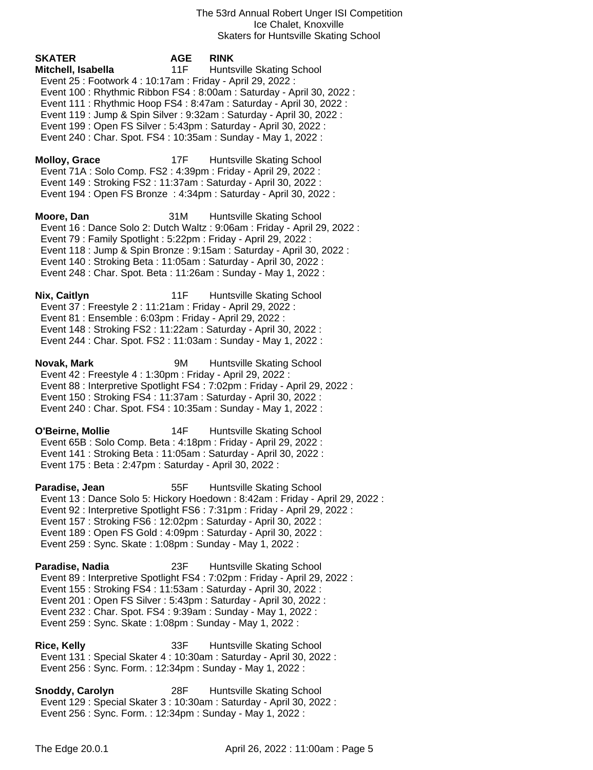The 53rd Annual Robert Unger ISI Competition
Ice Chalet, Knoxville
Skaters for Huntsville Skating School

**SKATER** **AGE** **RINK**

**Mitchell, Isabella** 11F Huntsville Skating School
Event 25 : Footwork 4 : 10:17am : Friday - April 29, 2022 :
Event 100 : Rhythmic Ribbon FS4 : 8:00am : Saturday - April 30, 2022 :
Event 111 : Rhythmic Hoop FS4 : 8:47am : Saturday - April 30, 2022 :
Event 119 : Jump & Spin Silver : 9:32am : Saturday - April 30, 2022 :
Event 199 : Open FS Silver : 5:43pm : Saturday - April 30, 2022 :
Event 240 : Char. Spot. FS4 : 10:35am : Sunday - May 1, 2022 :

**Molloy, Grace** 17F Huntsville Skating School
Event 71A : Solo Comp. FS2 : 4:39pm : Friday - April 29, 2022 :
Event 149 : Stroking FS2 : 11:37am : Saturday - April 30, 2022 :
Event 194 : Open FS Bronze : 4:34pm : Saturday - April 30, 2022 :

**Moore, Dan** 31M Huntsville Skating School
Event 16 : Dance Solo 2: Dutch Waltz : 9:06am : Friday - April 29, 2022 :
Event 79 : Family Spotlight : 5:22pm : Friday - April 29, 2022 :
Event 118 : Jump & Spin Bronze : 9:15am : Saturday - April 30, 2022 :
Event 140 : Stroking Beta : 11:05am : Saturday - April 30, 2022 :
Event 248 : Char. Spot. Beta : 11:26am : Sunday - May 1, 2022 :

**Nix, Caitlyn** 11F Huntsville Skating School
Event 37 : Freestyle 2 : 11:21am : Friday - April 29, 2022 :
Event 81 : Ensemble : 6:03pm : Friday - April 29, 2022 :
Event 148 : Stroking FS2 : 11:22am : Saturday - April 30, 2022 :
Event 244 : Char. Spot. FS2 : 11:03am : Sunday - May 1, 2022 :

**Novak, Mark** 9M Huntsville Skating School
Event 42 : Freestyle 4 : 1:30pm : Friday - April 29, 2022 :
Event 88 : Interpretive Spotlight FS4 : 7:02pm : Friday - April 29, 2022 :
Event 150 : Stroking FS4 : 11:37am : Saturday - April 30, 2022 :
Event 240 : Char. Spot. FS4 : 10:35am : Sunday - May 1, 2022 :

**O'Beirne, Mollie** 14F Huntsville Skating School
Event 65B : Solo Comp. Beta : 4:18pm : Friday - April 29, 2022 :
Event 141 : Stroking Beta : 11:05am : Saturday - April 30, 2022 :
Event 175 : Beta : 2:47pm : Saturday - April 30, 2022 :

**Paradise, Jean** 55F Huntsville Skating School
Event 13 : Dance Solo 5: Hickory Hoedown : 8:42am : Friday - April 29, 2022 :
Event 92 : Interpretive Spotlight FS6 : 7:31pm : Friday - April 29, 2022 :
Event 157 : Stroking FS6 : 12:02pm : Saturday - April 30, 2022 :
Event 189 : Open FS Gold : 4:09pm : Saturday - April 30, 2022 :
Event 259 : Sync. Skate : 1:08pm : Sunday - May 1, 2022 :

**Paradise, Nadia** 23F Huntsville Skating School
Event 89 : Interpretive Spotlight FS4 : 7:02pm : Friday - April 29, 2022 :
Event 155 : Stroking FS4 : 11:53am : Saturday - April 30, 2022 :
Event 201 : Open FS Silver : 5:43pm : Saturday - April 30, 2022 :
Event 232 : Char. Spot. FS4 : 9:39am : Sunday - May 1, 2022 :
Event 259 : Sync. Skate : 1:08pm : Sunday - May 1, 2022 :

**Rice, Kelly** 33F Huntsville Skating School
Event 131 : Special Skater 4 : 10:30am : Saturday - April 30, 2022 :
Event 256 : Sync. Form. : 12:34pm : Sunday - May 1, 2022 :

**Snoddy, Carolyn** 28F Huntsville Skating School
Event 129 : Special Skater 3 : 10:30am : Saturday - April 30, 2022 :
Event 256 : Sync. Form. : 12:34pm : Sunday - May 1, 2022 :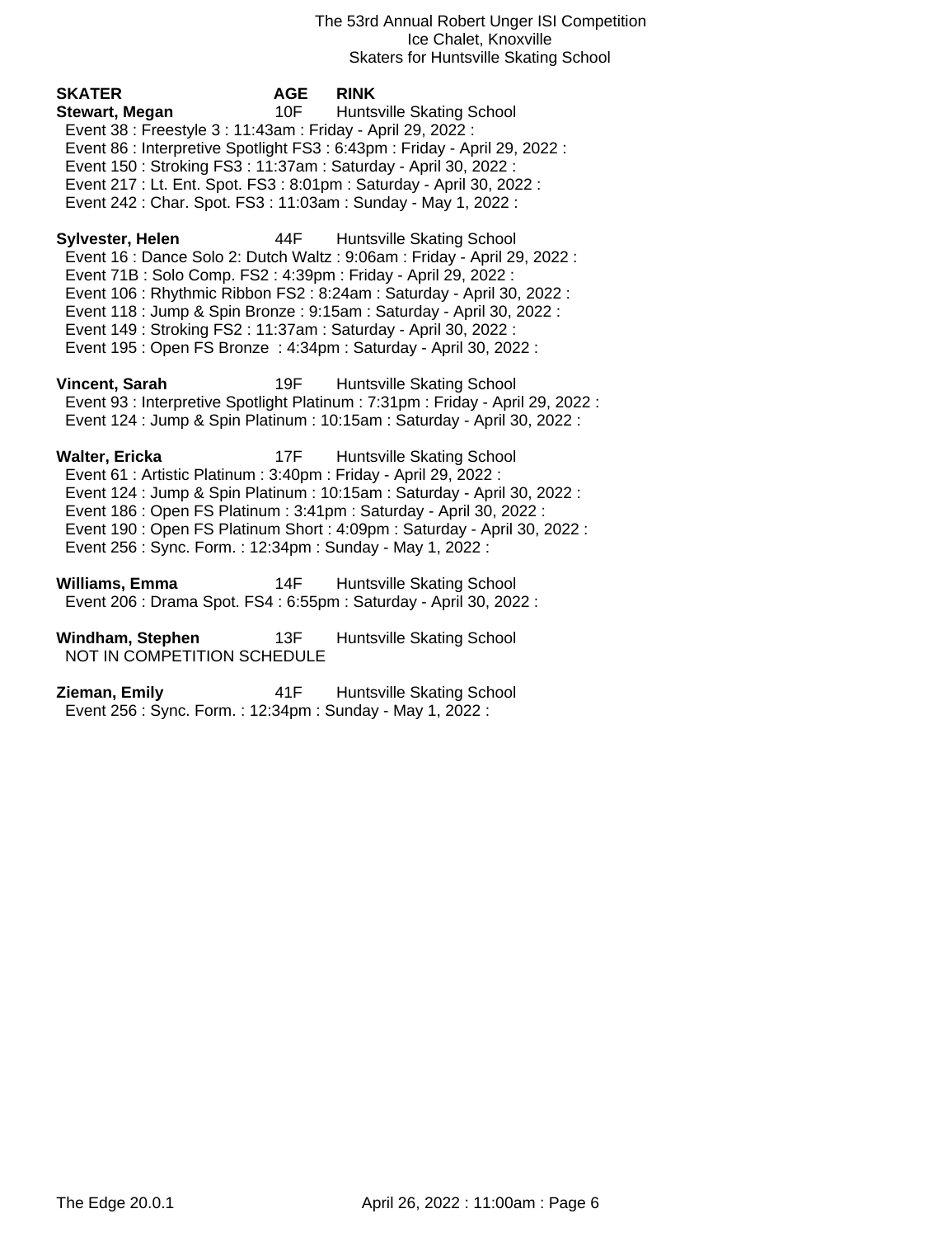The 53rd Annual Robert Unger ISI Competition
Ice Chalet, Knoxville
Skaters for Huntsville Skating School

| SKATER | AGE | RINK |
|---|---|---|

**Stewart, Megan** 10F Huntsville Skating School
Event 38 : Freestyle 3 : 11:43am : Friday - April 29, 2022 :
Event 86 : Interpretive Spotlight FS3 : 6:43pm : Friday - April 29, 2022 :
Event 150 : Stroking FS3 : 11:37am : Saturday - April 30, 2022 :
Event 217 : Lt. Ent. Spot. FS3 : 8:01pm : Saturday - April 30, 2022 :
Event 242 : Char. Spot. FS3 : 11:03am : Sunday - May 1, 2022 :

**Sylvester, Helen** 44F Huntsville Skating School
Event 16 : Dance Solo 2: Dutch Waltz : 9:06am : Friday - April 29, 2022 :
Event 71B : Solo Comp. FS2 : 4:39pm : Friday - April 29, 2022 :
Event 106 : Rhythmic Ribbon FS2 : 8:24am : Saturday - April 30, 2022 :
Event 118 : Jump & Spin Bronze : 9:15am : Saturday - April 30, 2022 :
Event 149 : Stroking FS2 : 11:37am : Saturday - April 30, 2022 :
Event 195 : Open FS Bronze : 4:34pm : Saturday - April 30, 2022 :

**Vincent, Sarah** 19F Huntsville Skating School
Event 93 : Interpretive Spotlight Platinum : 7:31pm : Friday - April 29, 2022 :
Event 124 : Jump & Spin Platinum : 10:15am : Saturday - April 30, 2022 :

**Walter, Ericka** 17F Huntsville Skating School
Event 61 : Artistic Platinum : 3:40pm : Friday - April 29, 2022 :
Event 124 : Jump & Spin Platinum : 10:15am : Saturday - April 30, 2022 :
Event 186 : Open FS Platinum : 3:41pm : Saturday - April 30, 2022 :
Event 190 : Open FS Platinum Short : 4:09pm : Saturday - April 30, 2022 :
Event 256 : Sync. Form. : 12:34pm : Sunday - May 1, 2022 :

**Williams, Emma** 14F Huntsville Skating School
Event 206 : Drama Spot. FS4 : 6:55pm : Saturday - April 30, 2022 :

**Windham, Stephen** 13F Huntsville Skating School
NOT IN COMPETITION SCHEDULE

**Zieman, Emily** 41F Huntsville Skating School
Event 256 : Sync. Form. : 12:34pm : Sunday - May 1, 2022 :

The Edge 20.0.1 April 26, 2022 : 11:00am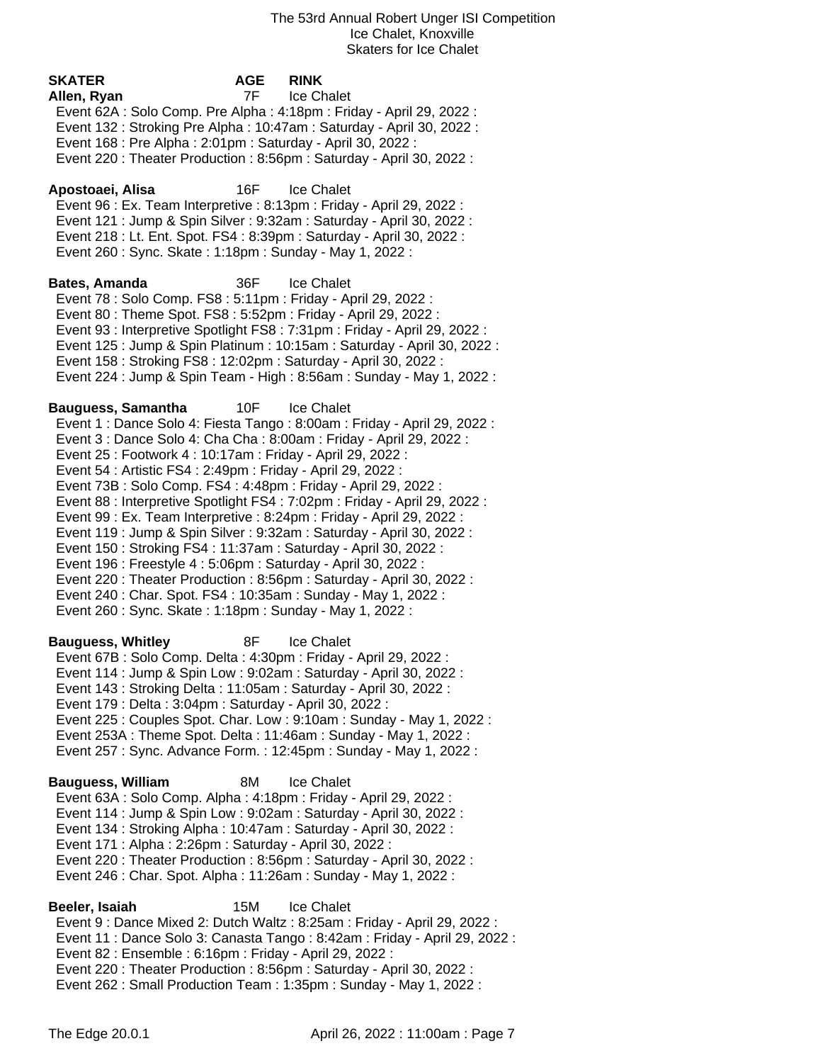The 53rd Annual Robert Unger ISI Competition
Ice Chalet, Knoxville
Skaters for Ice Chalet

**SKATER** **AGE** **RINK**

**Allen, Ryan** 7F Ice Chalet
Event 62A : Solo Comp. Pre Alpha : 4:18pm : Friday - April 29, 2022 :
Event 132 : Stroking Pre Alpha : 10:47am : Saturday - April 30, 2022 :
Event 168 : Pre Alpha : 2:01pm : Saturday - April 30, 2022 :
Event 220 : Theater Production : 8:56pm : Saturday - April 30, 2022 :

**Apostoaei, Alisa** 16F Ice Chalet
Event 96 : Ex. Team Interpretive : 8:13pm : Friday - April 29, 2022 :
Event 121 : Jump & Spin Silver : 9:32am : Saturday - April 30, 2022 :
Event 218 : Lt. Ent. Spot. FS4 : 8:39pm : Saturday - April 30, 2022 :
Event 260 : Sync. Skate : 1:18pm : Sunday - May 1, 2022 :

**Bates, Amanda** 36F Ice Chalet
Event 78 : Solo Comp. FS8 : 5:11pm : Friday - April 29, 2022 :
Event 80 : Theme Spot. FS8 : 5:52pm : Friday - April 29, 2022 :
Event 93 : Interpretive Spotlight FS8 : 7:31pm : Friday - April 29, 2022 :
Event 125 : Jump & Spin Platinum : 10:15am : Saturday - April 30, 2022 :
Event 158 : Stroking FS8 : 12:02pm : Saturday - April 30, 2022 :
Event 224 : Jump & Spin Team - High : 8:56am : Sunday - May 1, 2022 :

**Bauguess, Samantha** 10F Ice Chalet
Event 1 : Dance Solo 4: Fiesta Tango : 8:00am : Friday - April 29, 2022 :
Event 3 : Dance Solo 4: Cha Cha : 8:00am : Friday - April 29, 2022 :
Event 25 : Footwork 4 : 10:17am : Friday - April 29, 2022 :
Event 54 : Artistic FS4 : 2:49pm : Friday - April 29, 2022 :
Event 73B : Solo Comp. FS4 : 4:48pm : Friday - April 29, 2022 :
Event 88 : Interpretive Spotlight FS4 : 7:02pm : Friday - April 29, 2022 :
Event 99 : Ex. Team Interpretive : 8:24pm : Friday - April 29, 2022 :
Event 119 : Jump & Spin Silver : 9:32am : Saturday - April 30, 2022 :
Event 150 : Stroking FS4 : 11:37am : Saturday - April 30, 2022 :
Event 196 : Freestyle 4 : 5:06pm : Saturday - April 30, 2022 :
Event 220 : Theater Production : 8:56pm : Saturday - April 30, 2022 :
Event 240 : Char. Spot. FS4 : 10:35am : Sunday - May 1, 2022 :
Event 260 : Sync. Skate : 1:18pm : Sunday - May 1, 2022 :

**Bauguess, Whitley** 8F Ice Chalet
Event 67B : Solo Comp. Delta : 4:30pm : Friday - April 29, 2022 :
Event 114 : Jump & Spin Low : 9:02am : Saturday - April 30, 2022 :
Event 143 : Stroking Delta : 11:05am : Saturday - April 30, 2022 :
Event 179 : Delta : 3:04pm : Saturday - April 30, 2022 :
Event 225 : Couples Spot. Char. Low : 9:10am : Sunday - May 1, 2022 :
Event 253A : Theme Spot. Delta : 11:46am : Sunday - May 1, 2022 :
Event 257 : Sync. Advance Form. : 12:45pm : Sunday - May 1, 2022 :

**Bauguess, William** 8M Ice Chalet
Event 63A : Solo Comp. Alpha : 4:18pm : Friday - April 29, 2022 :
Event 114 : Jump & Spin Low : 9:02am : Saturday - April 30, 2022 :
Event 134 : Stroking Alpha : 10:47am : Saturday - April 30, 2022 :
Event 171 : Alpha : 2:26pm : Saturday - April 30, 2022 :
Event 220 : Theater Production : 8:56pm : Saturday - April 30, 2022 :
Event 246 : Char. Spot. Alpha : 11:26am : Sunday - May 1, 2022 :

**Beeler, Isaiah** 15M Ice Chalet
Event 9 : Dance Mixed 2: Dutch Waltz : 8:25am : Friday - April 29, 2022 :
Event 11 : Dance Solo 3: Canasta Tango : 8:42am : Friday - April 29, 2022 :
Event 82 : Ensemble : 6:16pm : Friday - April 29, 2022 :
Event 220 : Theater Production : 8:56pm : Saturday - April 30, 2022 :
Event 262 : Small Production Team : 1:35pm : Sunday - May 1, 2022 :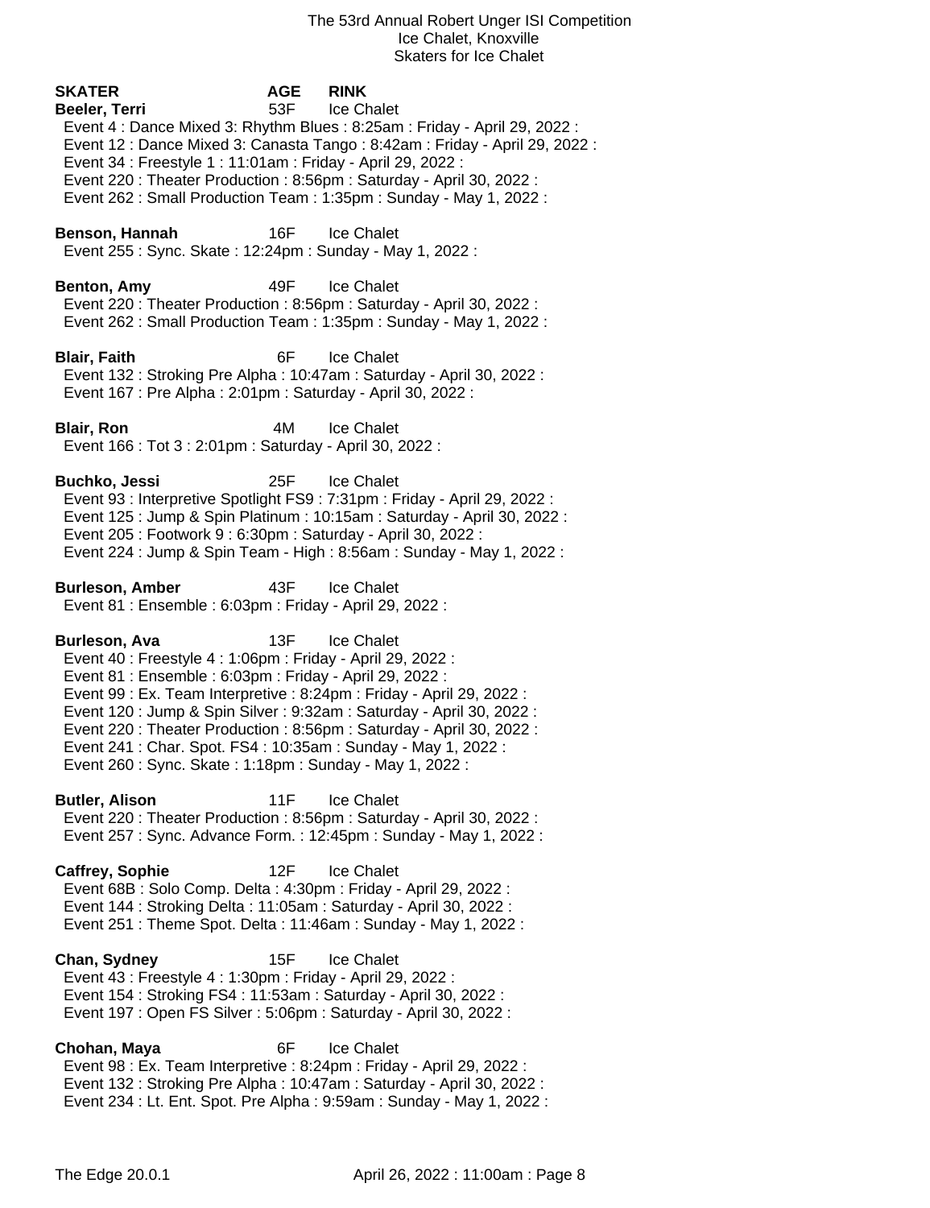The 53rd Annual Robert Unger ISI Competition
Ice Chalet, Knoxville
Skaters for Ice Chalet

| SKATER | AGE | RINK |
|---|---|---|

**Beeler, Terri** 53F Ice Chalet
Event 4 : Dance Mixed 3: Rhythm Blues : 8:25am : Friday - April 29, 2022 :
Event 12 : Dance Mixed 3: Canasta Tango : 8:42am : Friday - April 29, 2022 :
Event 34 : Freestyle 1 : 11:01am : Friday - April 29, 2022 :
Event 220 : Theater Production : 8:56pm : Saturday - April 30, 2022 :
Event 262 : Small Production Team : 1:35pm : Sunday - May 1, 2022 :

**Benson, Hannah** 16F Ice Chalet
Event 255 : Sync. Skate : 12:24pm : Sunday - May 1, 2022 :

**Benton, Amy** 49F Ice Chalet
Event 220 : Theater Production : 8:56pm : Saturday - April 30, 2022 :
Event 262 : Small Production Team : 1:35pm : Sunday - May 1, 2022 :

**Blair, Faith** 6F Ice Chalet
Event 132 : Stroking Pre Alpha : 10:47am : Saturday - April 30, 2022 :
Event 167 : Pre Alpha : 2:01pm : Saturday - April 30, 2022 :

**Blair, Ron** 4M Ice Chalet
Event 166 : Tot 3 : 2:01pm : Saturday - April 30, 2022 :

**Buchko, Jessi** 25F Ice Chalet
Event 93 : Interpretive Spotlight FS9 : 7:31pm : Friday - April 29, 2022 :
Event 125 : Jump & Spin Platinum : 10:15am : Saturday - April 30, 2022 :
Event 205 : Footwork 9 : 6:30pm : Saturday - April 30, 2022 :
Event 224 : Jump & Spin Team - High : 8:56am : Sunday - May 1, 2022 :

**Burleson, Amber** 43F Ice Chalet
Event 81 : Ensemble : 6:03pm : Friday - April 29, 2022 :

**Burleson, Ava** 13F Ice Chalet
Event 40 : Freestyle 4 : 1:06pm : Friday - April 29, 2022 :
Event 81 : Ensemble : 6:03pm : Friday - April 29, 2022 :
Event 99 : Ex. Team Interpretive : 8:24pm : Friday - April 29, 2022 :
Event 120 : Jump & Spin Silver : 9:32am : Saturday - April 30, 2022 :
Event 220 : Theater Production : 8:56pm : Saturday - April 30, 2022 :
Event 241 : Char. Spot. FS4 : 10:35am : Sunday - May 1, 2022 :
Event 260 : Sync. Skate : 1:18pm : Sunday - May 1, 2022 :

**Butler, Alison** 11F Ice Chalet
Event 220 : Theater Production : 8:56pm : Saturday - April 30, 2022 :
Event 257 : Sync. Advance Form. : 12:45pm : Sunday - May 1, 2022 :

**Caffrey, Sophie** 12F Ice Chalet
Event 68B : Solo Comp. Delta : 4:30pm : Friday - April 29, 2022 :
Event 144 : Stroking Delta : 11:05am : Saturday - April 30, 2022 :
Event 251 : Theme Spot. Delta : 11:46am : Sunday - May 1, 2022 :

**Chan, Sydney** 15F Ice Chalet
Event 43 : Freestyle 4 : 1:30pm : Friday - April 29, 2022 :
Event 154 : Stroking FS4 : 11:53am : Saturday - April 30, 2022 :
Event 197 : Open FS Silver : 5:06pm : Saturday - April 30, 2022 :

**Chohan, Maya** 6F Ice Chalet
Event 98 : Ex. Team Interpretive : 8:24pm : Friday - April 29, 2022 :
Event 132 : Stroking Pre Alpha : 10:47am : Saturday - April 30, 2022 :
Event 234 : Lt. Ent. Spot. Pre Alpha : 9:59am : Sunday - May 1, 2022 :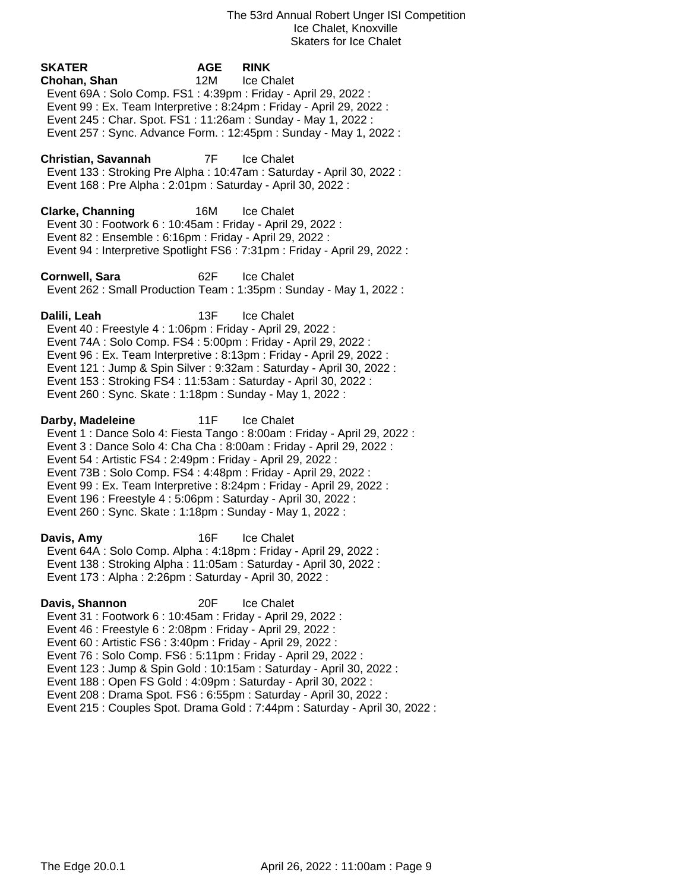The 53rd Annual Robert Unger ISI Competition
Ice Chalet, Knoxville
Skaters for Ice Chalet

| SKATER | AGE | RINK |
|---|---|---|
| **Chohan, Shan** | 12M | Ice Chalet |

Event 69A : Solo Comp. FS1 : 4:39pm : Friday - April 29, 2022 :
Event 99 : Ex. Team Interpretive : 8:24pm : Friday - April 29, 2022 :
Event 245 : Char. Spot. FS1 : 11:26am : Sunday - May 1, 2022 :
Event 257 : Sync. Advance Form. : 12:45pm : Sunday - May 1, 2022 :

**Christian, Savannah** 7F Ice Chalet
Event 133 : Stroking Pre Alpha : 10:47am : Saturday - April 30, 2022 :
Event 168 : Pre Alpha : 2:01pm : Saturday - April 30, 2022 :

**Clarke, Channing** 16M Ice Chalet
Event 30 : Footwork 6 : 10:45am : Friday - April 29, 2022 :
Event 82 : Ensemble : 6:16pm : Friday - April 29, 2022 :
Event 94 : Interpretive Spotlight FS6 : 7:31pm : Friday - April 29, 2022 :

**Cornwell, Sara** 62F Ice Chalet
Event 262 : Small Production Team : 1:35pm : Sunday - May 1, 2022 :

**Dalili, Leah** 13F Ice Chalet
Event 40 : Freestyle 4 : 1:06pm : Friday - April 29, 2022 :
Event 74A : Solo Comp. FS4 : 5:00pm : Friday - April 29, 2022 :
Event 96 : Ex. Team Interpretive : 8:13pm : Friday - April 29, 2022 :
Event 121 : Jump & Spin Silver : 9:32am : Saturday - April 30, 2022 :
Event 153 : Stroking FS4 : 11:53am : Saturday - April 30, 2022 :
Event 260 : Sync. Skate : 1:18pm : Sunday - May 1, 2022 :

**Darby, Madeleine** 11F Ice Chalet
Event 1 : Dance Solo 4: Fiesta Tango : 8:00am : Friday - April 29, 2022 :
Event 3 : Dance Solo 4: Cha Cha : 8:00am : Friday - April 29, 2022 :
Event 54 : Artistic FS4 : 2:49pm : Friday - April 29, 2022 :
Event 73B : Solo Comp. FS4 : 4:48pm : Friday - April 29, 2022 :
Event 99 : Ex. Team Interpretive : 8:24pm : Friday - April 29, 2022 :
Event 196 : Freestyle 4 : 5:06pm : Saturday - April 30, 2022 :
Event 260 : Sync. Skate : 1:18pm : Sunday - May 1, 2022 :

**Davis, Amy** 16F Ice Chalet
Event 64A : Solo Comp. Alpha : 4:18pm : Friday - April 29, 2022 :
Event 138 : Stroking Alpha : 11:05am : Saturday - April 30, 2022 :
Event 173 : Alpha : 2:26pm : Saturday - April 30, 2022 :

**Davis, Shannon** 20F Ice Chalet
Event 31 : Footwork 6 : 10:45am : Friday - April 29, 2022 :
Event 46 : Freestyle 6 : 2:08pm : Friday - April 29, 2022 :
Event 60 : Artistic FS6 : 3:40pm : Friday - April 29, 2022 :
Event 76 : Solo Comp. FS6 : 5:11pm : Friday - April 29, 2022 :
Event 123 : Jump & Spin Gold : 10:15am : Saturday - April 30, 2022 :
Event 188 : Open FS Gold : 4:09pm : Saturday - April 30, 2022 :
Event 208 : Drama Spot. FS6 : 6:55pm : Saturday - April 30, 2022 :
Event 215 : Couples Spot. Drama Gold : 7:44pm : Saturday - April 30, 2022 :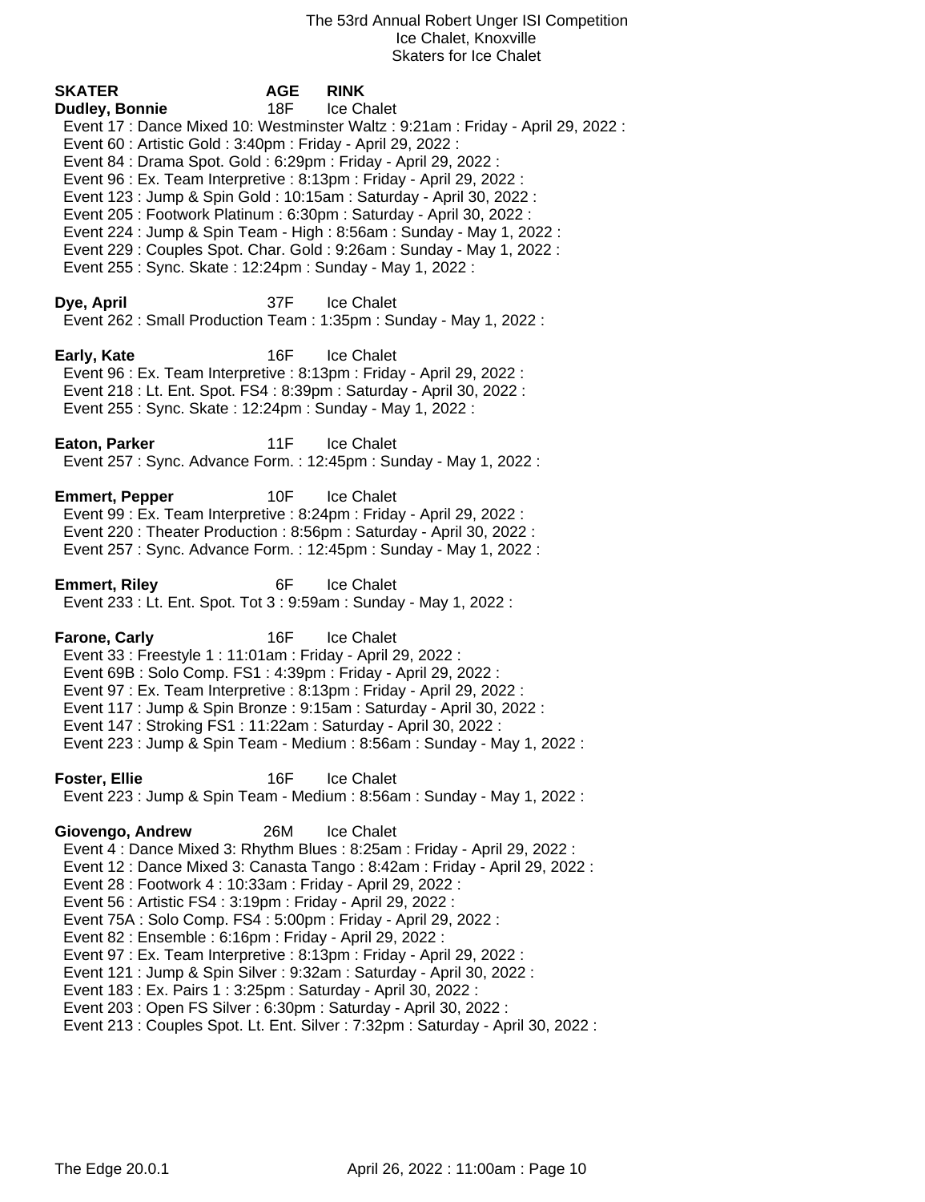The 53rd Annual Robert Unger ISI Competition
Ice Chalet, Knoxville
Skaters for Ice Chalet

**SKATER** **AGE** **RINK**

**Dudley, Bonnie** 18F Ice Chalet
Event 17 : Dance Mixed 10: Westminster Waltz : 9:21am : Friday - April 29, 2022 :
Event 60 : Artistic Gold : 3:40pm : Friday - April 29, 2022 :
Event 84 : Drama Spot. Gold : 6:29pm : Friday - April 29, 2022 :
Event 96 : Ex. Team Interpretive : 8:13pm : Friday - April 29, 2022 :
Event 123 : Jump & Spin Gold : 10:15am : Saturday - April 30, 2022 :
Event 205 : Footwork Platinum : 6:30pm : Saturday - April 30, 2022 :
Event 224 : Jump & Spin Team - High : 8:56am : Sunday - May 1, 2022 :
Event 229 : Couples Spot. Char. Gold : 9:26am : Sunday - May 1, 2022 :
Event 255 : Sync. Skate : 12:24pm : Sunday - May 1, 2022 :

**Dye, April** 37F Ice Chalet
Event 262 : Small Production Team : 1:35pm : Sunday - May 1, 2022 :

**Early, Kate** 16F Ice Chalet
Event 96 : Ex. Team Interpretive : 8:13pm : Friday - April 29, 2022 :
Event 218 : Lt. Ent. Spot. FS4 : 8:39pm : Saturday - April 30, 2022 :
Event 255 : Sync. Skate : 12:24pm : Sunday - May 1, 2022 :

**Eaton, Parker** 11F Ice Chalet
Event 257 : Sync. Advance Form. : 12:45pm : Sunday - May 1, 2022 :

**Emmert, Pepper** 10F Ice Chalet
Event 99 : Ex. Team Interpretive : 8:24pm : Friday - April 29, 2022 :
Event 220 : Theater Production : 8:56pm : Saturday - April 30, 2022 :
Event 257 : Sync. Advance Form. : 12:45pm : Sunday - May 1, 2022 :

**Emmert, Riley** 6F Ice Chalet
Event 233 : Lt. Ent. Spot. Tot 3 : 9:59am : Sunday - May 1, 2022 :

**Farone, Carly** 16F Ice Chalet
Event 33 : Freestyle 1 : 11:01am : Friday - April 29, 2022 :
Event 69B : Solo Comp. FS1 : 4:39pm : Friday - April 29, 2022 :
Event 97 : Ex. Team Interpretive : 8:13pm : Friday - April 29, 2022 :
Event 117 : Jump & Spin Bronze : 9:15am : Saturday - April 30, 2022 :
Event 147 : Stroking FS1 : 11:22am : Saturday - April 30, 2022 :
Event 223 : Jump & Spin Team - Medium : 8:56am : Sunday - May 1, 2022 :

**Foster, Ellie** 16F Ice Chalet
Event 223 : Jump & Spin Team - Medium : 8:56am : Sunday - May 1, 2022 :

**Giovengo, Andrew** 26M Ice Chalet
Event 4 : Dance Mixed 3: Rhythm Blues : 8:25am : Friday - April 29, 2022 :
Event 12 : Dance Mixed 3: Canasta Tango : 8:42am : Friday - April 29, 2022 :
Event 28 : Footwork 4 : 10:33am : Friday - April 29, 2022 :
Event 56 : Artistic FS4 : 3:19pm : Friday - April 29, 2022 :
Event 75A : Solo Comp. FS4 : 5:00pm : Friday - April 29, 2022 :
Event 82 : Ensemble : 6:16pm : Friday - April 29, 2022 :
Event 97 : Ex. Team Interpretive : 8:13pm : Friday - April 29, 2022 :
Event 121 : Jump & Spin Silver : 9:32am : Saturday - April 30, 2022 :
Event 183 : Ex. Pairs 1 : 3:25pm : Saturday - April 30, 2022 :
Event 203 : Open FS Silver : 6:30pm : Saturday - April 30, 2022 :
Event 213 : Couples Spot. Lt. Ent. Silver : 7:32pm : Saturday - April 30, 2022 :

The Edge 20.0.1 April 26, 2022 : 11:00am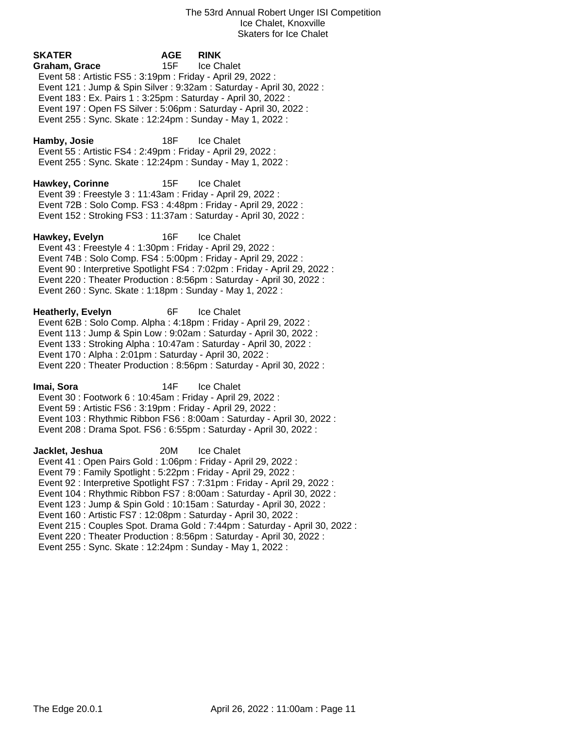The 53rd Annual Robert Unger ISI Competition
Ice Chalet, Knoxville
Skaters for Ice Chalet

**SKATER** **AGE** **RINK**

**Graham, Grace** 15F Ice Chalet
Event 58 : Artistic FS5 : 3:19pm : Friday - April 29, 2022 :
Event 121 : Jump & Spin Silver : 9:32am : Saturday - April 30, 2022 :
Event 183 : Ex. Pairs 1 : 3:25pm : Saturday - April 30, 2022 :
Event 197 : Open FS Silver : 5:06pm : Saturday - April 30, 2022 :
Event 255 : Sync. Skate : 12:24pm : Sunday - May 1, 2022 :

**Hamby, Josie** 18F Ice Chalet
Event 55 : Artistic FS4 : 2:49pm : Friday - April 29, 2022 :
Event 255 : Sync. Skate : 12:24pm : Sunday - May 1, 2022 :

**Hawkey, Corinne** 15F Ice Chalet
Event 39 : Freestyle 3 : 11:43am : Friday - April 29, 2022 :
Event 72B : Solo Comp. FS3 : 4:48pm : Friday - April 29, 2022 :
Event 152 : Stroking FS3 : 11:37am : Saturday - April 30, 2022 :

**Hawkey, Evelyn** 16F Ice Chalet
Event 43 : Freestyle 4 : 1:30pm : Friday - April 29, 2022 :
Event 74B : Solo Comp. FS4 : 5:00pm : Friday - April 29, 2022 :
Event 90 : Interpretive Spotlight FS4 : 7:02pm : Friday - April 29, 2022 :
Event 220 : Theater Production : 8:56pm : Saturday - April 30, 2022 :
Event 260 : Sync. Skate : 1:18pm : Sunday - May 1, 2022 :

**Heatherly, Evelyn** 6F Ice Chalet
Event 62B : Solo Comp. Alpha : 4:18pm : Friday - April 29, 2022 :
Event 113 : Jump & Spin Low : 9:02am : Saturday - April 30, 2022 :
Event 133 : Stroking Alpha : 10:47am : Saturday - April 30, 2022 :
Event 170 : Alpha : 2:01pm : Saturday - April 30, 2022 :
Event 220 : Theater Production : 8:56pm : Saturday - April 30, 2022 :

**Imai, Sora** 14F Ice Chalet
Event 30 : Footwork 6 : 10:45am : Friday - April 29, 2022 :
Event 59 : Artistic FS6 : 3:19pm : Friday - April 29, 2022 :
Event 103 : Rhythmic Ribbon FS6 : 8:00am : Saturday - April 30, 2022 :
Event 208 : Drama Spot. FS6 : 6:55pm : Saturday - April 30, 2022 :

**Jacklet, Jeshua** 20M Ice Chalet
Event 41 : Open Pairs Gold : 1:06pm : Friday - April 29, 2022 :
Event 79 : Family Spotlight : 5:22pm : Friday - April 29, 2022 :
Event 92 : Interpretive Spotlight FS7 : 7:31pm : Friday - April 29, 2022 :
Event 104 : Rhythmic Ribbon FS7 : 8:00am : Saturday - April 30, 2022 :
Event 123 : Jump & Spin Gold : 10:15am : Saturday - April 30, 2022 :
Event 160 : Artistic FS7 : 12:08pm : Saturday - April 30, 2022 :
Event 215 : Couples Spot. Drama Gold : 7:44pm : Saturday - April 30, 2022 :
Event 220 : Theater Production : 8:56pm : Saturday - April 30, 2022 :
Event 255 : Sync. Skate : 12:24pm : Sunday - May 1, 2022 :

The Edge 20.0.1 April 26, 2022 : 11:00am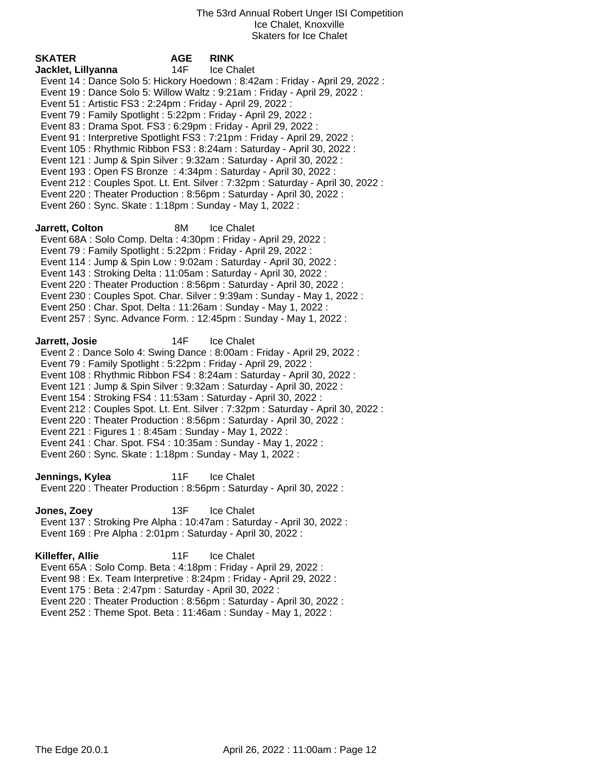The 53rd Annual Robert Unger ISI Competition
Ice Chalet, Knoxville
Skaters for Ice Chalet

**SKATER** **AGE** **RINK**

**Jacklet, Lillyanna** 14F Ice Chalet
Event 14 : Dance Solo 5: Hickory Hoedown : 8:42am : Friday - April 29, 2022 :
Event 19 : Dance Solo 5: Willow Waltz : 9:21am : Friday - April 29, 2022 :
Event 51 : Artistic FS3 : 2:24pm : Friday - April 29, 2022 :
Event 79 : Family Spotlight : 5:22pm : Friday - April 29, 2022 :
Event 83 : Drama Spot. FS3 : 6:29pm : Friday - April 29, 2022 :
Event 91 : Interpretive Spotlight FS3 : 7:21pm : Friday - April 29, 2022 :
Event 105 : Rhythmic Ribbon FS3 : 8:24am : Saturday - April 30, 2022 :
Event 121 : Jump & Spin Silver : 9:32am : Saturday - April 30, 2022 :
Event 193 : Open FS Bronze : 4:34pm : Saturday - April 30, 2022 :
Event 212 : Couples Spot. Lt. Ent. Silver : 7:32pm : Saturday - April 30, 2022 :
Event 220 : Theater Production : 8:56pm : Saturday - April 30, 2022 :
Event 260 : Sync. Skate : 1:18pm : Sunday - May 1, 2022 :

**Jarrett, Colton** 8M Ice Chalet
Event 68A : Solo Comp. Delta : 4:30pm : Friday - April 29, 2022 :
Event 79 : Family Spotlight : 5:22pm : Friday - April 29, 2022 :
Event 114 : Jump & Spin Low : 9:02am : Saturday - April 30, 2022 :
Event 143 : Stroking Delta : 11:05am : Saturday - April 30, 2022 :
Event 220 : Theater Production : 8:56pm : Saturday - April 30, 2022 :
Event 230 : Couples Spot. Char. Silver : 9:39am : Sunday - May 1, 2022 :
Event 250 : Char. Spot. Delta : 11:26am : Sunday - May 1, 2022 :
Event 257 : Sync. Advance Form. : 12:45pm : Sunday - May 1, 2022 :

**Jarrett, Josie** 14F Ice Chalet
Event 2 : Dance Solo 4: Swing Dance : 8:00am : Friday - April 29, 2022 :
Event 79 : Family Spotlight : 5:22pm : Friday - April 29, 2022 :
Event 108 : Rhythmic Ribbon FS4 : 8:24am : Saturday - April 30, 2022 :
Event 121 : Jump & Spin Silver : 9:32am : Saturday - April 30, 2022 :
Event 154 : Stroking FS4 : 11:53am : Saturday - April 30, 2022 :
Event 212 : Couples Spot. Lt. Ent. Silver : 7:32pm : Saturday - April 30, 2022 :
Event 220 : Theater Production : 8:56pm : Saturday - April 30, 2022 :
Event 221 : Figures 1 : 8:45am : Sunday - May 1, 2022 :
Event 241 : Char. Spot. FS4 : 10:35am : Sunday - May 1, 2022 :
Event 260 : Sync. Skate : 1:18pm : Sunday - May 1, 2022 :

**Jennings, Kylea** 11F Ice Chalet
Event 220 : Theater Production : 8:56pm : Saturday - April 30, 2022 :

**Jones, Zoey** 13F Ice Chalet
Event 137 : Stroking Pre Alpha : 10:47am : Saturday - April 30, 2022 :
Event 169 : Pre Alpha : 2:01pm : Saturday - April 30, 2022 :

**Killeffer, Allie** 11F Ice Chalet
Event 65A : Solo Comp. Beta : 4:18pm : Friday - April 29, 2022 :
Event 98 : Ex. Team Interpretive : 8:24pm : Friday - April 29, 2022 :
Event 175 : Beta : 2:47pm : Saturday - April 30, 2022 :
Event 220 : Theater Production : 8:56pm : Saturday - April 30, 2022 :
Event 252 : Theme Spot. Beta : 11:46am : Sunday - May 1, 2022 :

The Edge 20.0.1 April 26, 2022 : 11:00am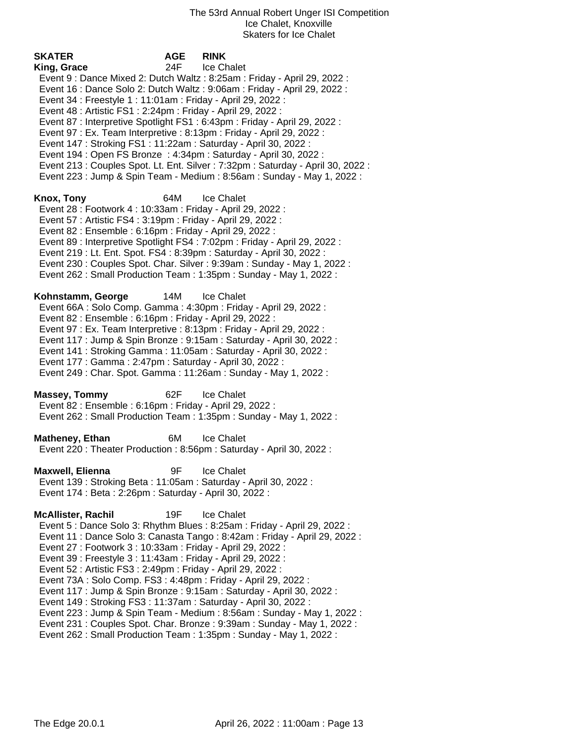The 53rd Annual Robert Unger ISI Competition
Ice Chalet, Knoxville
Skaters for Ice Chalet

| SKATER | AGE | RINK |
|---|---|---|

**King, Grace** 24F Ice Chalet

Event 9 : Dance Mixed 2: Dutch Waltz : 8:25am : Friday - April 29, 2022 :
Event 16 : Dance Solo 2: Dutch Waltz : 9:06am : Friday - April 29, 2022 :
Event 34 : Freestyle 1 : 11:01am : Friday - April 29, 2022 :
Event 48 : Artistic FS1 : 2:24pm : Friday - April 29, 2022 :
Event 87 : Interpretive Spotlight FS1 : 6:43pm : Friday - April 29, 2022 :
Event 97 : Ex. Team Interpretive : 8:13pm : Friday - April 29, 2022 :
Event 147 : Stroking FS1 : 11:22am : Saturday - April 30, 2022 :
Event 194 : Open FS Bronze : 4:34pm : Saturday - April 30, 2022 :
Event 213 : Couples Spot. Lt. Ent. Silver : 7:32pm : Saturday - April 30, 2022 :
Event 223 : Jump & Spin Team - Medium : 8:56am : Sunday - May 1, 2022 :

**Knox, Tony** 64M Ice Chalet

Event 28 : Footwork 4 : 10:33am : Friday - April 29, 2022 :
Event 57 : Artistic FS4 : 3:19pm : Friday - April 29, 2022 :
Event 82 : Ensemble : 6:16pm : Friday - April 29, 2022 :
Event 89 : Interpretive Spotlight FS4 : 7:02pm : Friday - April 29, 2022 :
Event 219 : Lt. Ent. Spot. FS4 : 8:39pm : Saturday - April 30, 2022 :
Event 230 : Couples Spot. Char. Silver : 9:39am : Sunday - May 1, 2022 :
Event 262 : Small Production Team : 1:35pm : Sunday - May 1, 2022 :

**Kohnstamm, George** 14M Ice Chalet

Event 66A : Solo Comp. Gamma : 4:30pm : Friday - April 29, 2022 :
Event 82 : Ensemble : 6:16pm : Friday - April 29, 2022 :
Event 97 : Ex. Team Interpretive : 8:13pm : Friday - April 29, 2022 :
Event 117 : Jump & Spin Bronze : 9:15am : Saturday - April 30, 2022 :
Event 141 : Stroking Gamma : 11:05am : Saturday - April 30, 2022 :
Event 177 : Gamma : 2:47pm : Saturday - April 30, 2022 :
Event 249 : Char. Spot. Gamma : 11:26am : Sunday - May 1, 2022 :

**Massey, Tommy** 62F Ice Chalet

Event 82 : Ensemble : 6:16pm : Friday - April 29, 2022 :
Event 262 : Small Production Team : 1:35pm : Sunday - May 1, 2022 :

**Matheney, Ethan** 6M Ice Chalet

Event 220 : Theater Production : 8:56pm : Saturday - April 30, 2022 :

**Maxwell, Elienna** 9F Ice Chalet

Event 139 : Stroking Beta : 11:05am : Saturday - April 30, 2022 :
Event 174 : Beta : 2:26pm : Saturday - April 30, 2022 :

**McAllister, Rachil** 19F Ice Chalet

Event 5 : Dance Solo 3: Rhythm Blues : 8:25am : Friday - April 29, 2022 :
Event 11 : Dance Solo 3: Canasta Tango : 8:42am : Friday - April 29, 2022 :
Event 27 : Footwork 3 : 10:33am : Friday - April 29, 2022 :
Event 39 : Freestyle 3 : 11:43am : Friday - April 29, 2022 :
Event 52 : Artistic FS3 : 2:49pm : Friday - April 29, 2022 :
Event 73A : Solo Comp. FS3 : 4:48pm : Friday - April 29, 2022 :
Event 117 : Jump & Spin Bronze : 9:15am : Saturday - April 30, 2022 :
Event 149 : Stroking FS3 : 11:37am : Saturday - April 30, 2022 :
Event 223 : Jump & Spin Team - Medium : 8:56am : Sunday - May 1, 2022 :
Event 231 : Couples Spot. Char. Bronze : 9:39am : Sunday - May 1, 2022 :
Event 262 : Small Production Team : 1:35pm : Sunday - May 1, 2022 :

The Edge 20.0.1 April 26, 2022 : 11:00am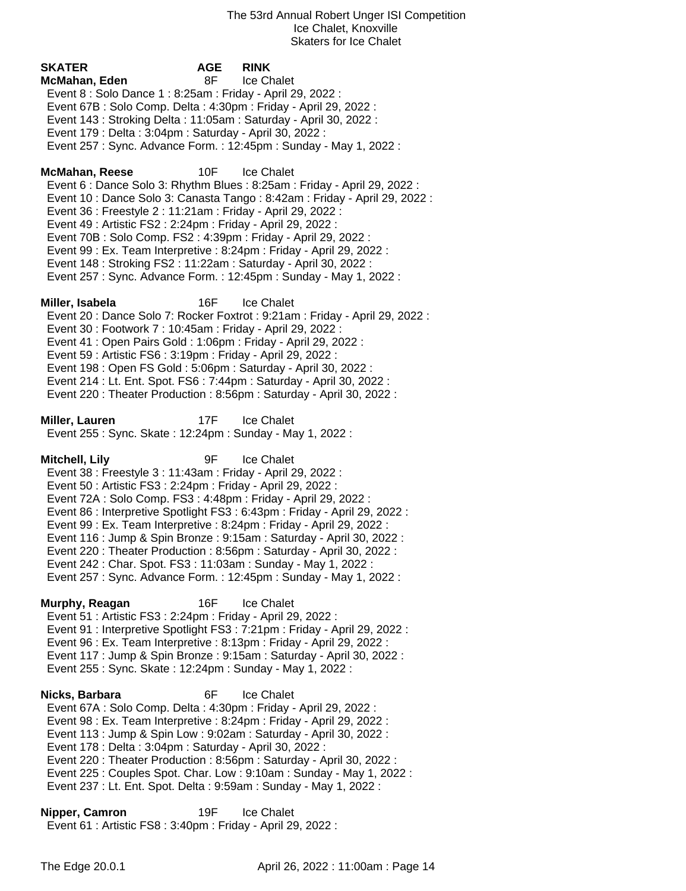The 53rd Annual Robert Unger ISI Competition
Ice Chalet, Knoxville
Skaters for Ice Chalet

| SKATER | AGE | RINK |
|---|---|---|

**McMahan, Eden** 8F Ice Chalet
- Event 8 : Solo Dance 1 : 8:25am : Friday - April 29, 2022 :
- Event 67B : Solo Comp. Delta : 4:30pm : Friday - April 29, 2022 :
- Event 143 : Stroking Delta : 11:05am : Saturday - April 30, 2022 :
- Event 179 : Delta : 3:04pm : Saturday - April 30, 2022 :
- Event 257 : Sync. Advance Form. : 12:45pm : Sunday - May 1, 2022 :

**McMahan, Reese** 10F Ice Chalet
- Event 6 : Dance Solo 3: Rhythm Blues : 8:25am : Friday - April 29, 2022 :
- Event 10 : Dance Solo 3: Canasta Tango : 8:42am : Friday - April 29, 2022 :
- Event 36 : Freestyle 2 : 11:21am : Friday - April 29, 2022 :
- Event 49 : Artistic FS2 : 2:24pm : Friday - April 29, 2022 :
- Event 70B : Solo Comp. FS2 : 4:39pm : Friday - April 29, 2022 :
- Event 99 : Ex. Team Interpretive : 8:24pm : Friday - April 29, 2022 :
- Event 148 : Stroking FS2 : 11:22am : Saturday - April 30, 2022 :
- Event 257 : Sync. Advance Form. : 12:45pm : Sunday - May 1, 2022 :

**Miller, Isabela** 16F Ice Chalet
- Event 20 : Dance Solo 7: Rocker Foxtrot : 9:21am : Friday - April 29, 2022 :
- Event 30 : Footwork 7 : 10:45am : Friday - April 29, 2022 :
- Event 41 : Open Pairs Gold : 1:06pm : Friday - April 29, 2022 :
- Event 59 : Artistic FS6 : 3:19pm : Friday - April 29, 2022 :
- Event 198 : Open FS Gold : 5:06pm : Saturday - April 30, 2022 :
- Event 214 : Lt. Ent. Spot. FS6 : 7:44pm : Saturday - April 30, 2022 :
- Event 220 : Theater Production : 8:56pm : Saturday - April 30, 2022 :

**Miller, Lauren** 17F Ice Chalet
- Event 255 : Sync. Skate : 12:24pm : Sunday - May 1, 2022 :

**Mitchell, Lily** 9F Ice Chalet
- Event 38 : Freestyle 3 : 11:43am : Friday - April 29, 2022 :
- Event 50 : Artistic FS3 : 2:24pm : Friday - April 29, 2022 :
- Event 72A : Solo Comp. FS3 : 4:48pm : Friday - April 29, 2022 :
- Event 86 : Interpretive Spotlight FS3 : 6:43pm : Friday - April 29, 2022 :
- Event 99 : Ex. Team Interpretive : 8:24pm : Friday - April 29, 2022 :
- Event 116 : Jump & Spin Bronze : 9:15am : Saturday - April 30, 2022 :
- Event 220 : Theater Production : 8:56pm : Saturday - April 30, 2022 :
- Event 242 : Char. Spot. FS3 : 11:03am : Sunday - May 1, 2022 :
- Event 257 : Sync. Advance Form. : 12:45pm : Sunday - May 1, 2022 :

**Murphy, Reagan** 16F Ice Chalet
- Event 51 : Artistic FS3 : 2:24pm : Friday - April 29, 2022 :
- Event 91 : Interpretive Spotlight FS3 : 7:21pm : Friday - April 29, 2022 :
- Event 96 : Ex. Team Interpretive : 8:13pm : Friday - April 29, 2022 :
- Event 117 : Jump & Spin Bronze : 9:15am : Saturday - April 30, 2022 :
- Event 255 : Sync. Skate : 12:24pm : Sunday - May 1, 2022 :

**Nicks, Barbara** 6F Ice Chalet
- Event 67A : Solo Comp. Delta : 4:30pm : Friday - April 29, 2022 :
- Event 98 : Ex. Team Interpretive : 8:24pm : Friday - April 29, 2022 :
- Event 113 : Jump & Spin Low : 9:02am : Saturday - April 30, 2022 :
- Event 178 : Delta : 3:04pm : Saturday - April 30, 2022 :
- Event 220 : Theater Production : 8:56pm : Saturday - April 30, 2022 :
- Event 225 : Couples Spot. Char. Low : 9:10am : Sunday - May 1, 2022 :
- Event 237 : Lt. Ent. Spot. Delta : 9:59am : Sunday - May 1, 2022 :

**Nipper, Camron** 19F Ice Chalet
- Event 61 : Artistic FS8 : 3:40pm : Friday - April 29, 2022 :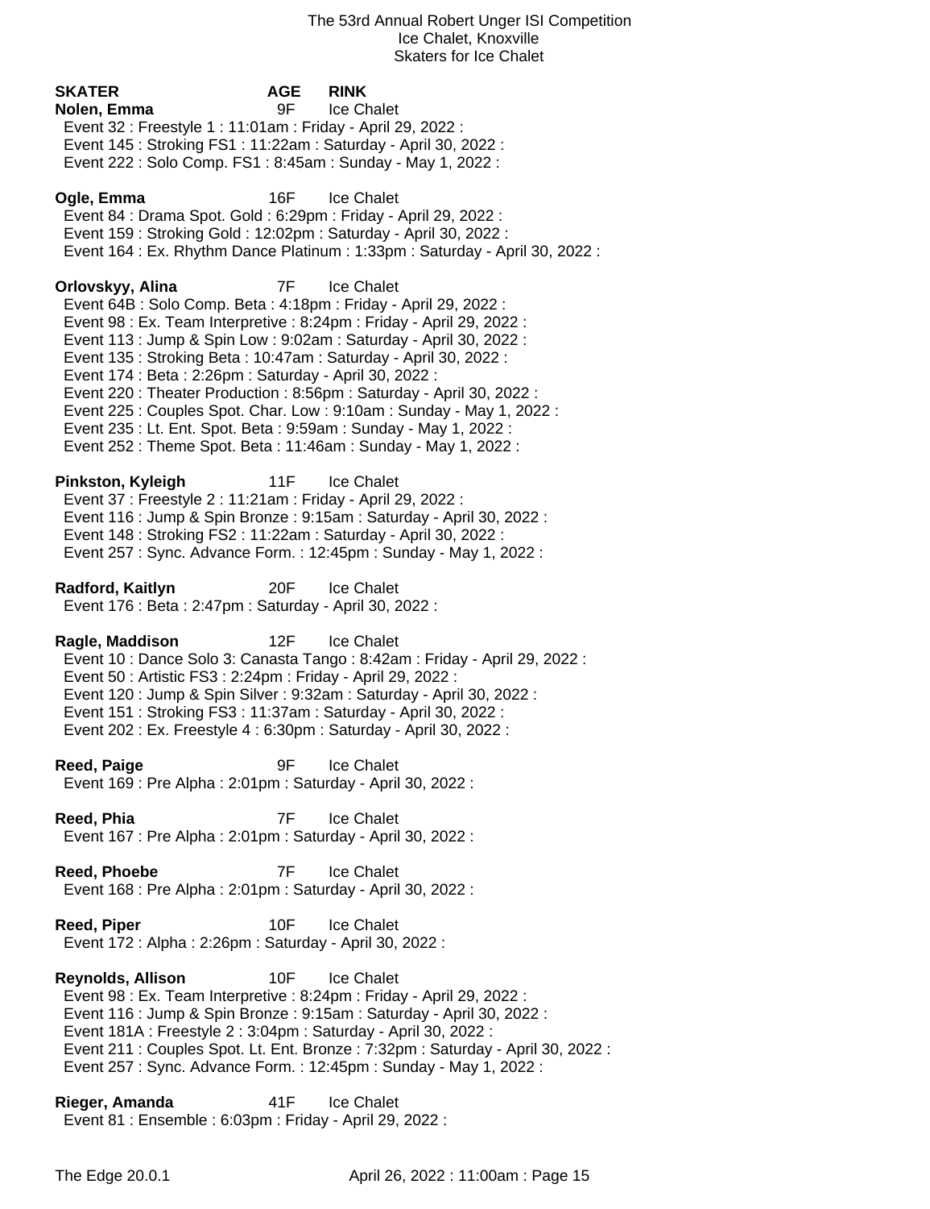The 53rd Annual Robert Unger ISI Competition
Ice Chalet, Knoxville
Skaters for Ice Chalet

| SKATER | AGE | RINK |
| --- | --- | --- |

**Nolen, Emma** 9F Ice Chalet
Event 32 : Freestyle 1 : 11:01am : Friday - April 29, 2022 :
Event 145 : Stroking FS1 : 11:22am : Saturday - April 30, 2022 :
Event 222 : Solo Comp. FS1 : 8:45am : Sunday - May 1, 2022 :

**Ogle, Emma** 16F Ice Chalet
Event 84 : Drama Spot. Gold : 6:29pm : Friday - April 29, 2022 :
Event 159 : Stroking Gold : 12:02pm : Saturday - April 30, 2022 :
Event 164 : Ex. Rhythm Dance Platinum : 1:33pm : Saturday - April 30, 2022 :

**Orlovskyy, Alina** 7F Ice Chalet
Event 64B : Solo Comp. Beta : 4:18pm : Friday - April 29, 2022 :
Event 98 : Ex. Team Interpretive : 8:24pm : Friday - April 29, 2022 :
Event 113 : Jump & Spin Low : 9:02am : Saturday - April 30, 2022 :
Event 135 : Stroking Beta : 10:47am : Saturday - April 30, 2022 :
Event 174 : Beta : 2:26pm : Saturday - April 30, 2022 :
Event 220 : Theater Production : 8:56pm : Saturday - April 30, 2022 :
Event 225 : Couples Spot. Char. Low : 9:10am : Sunday - May 1, 2022 :
Event 235 : Lt. Ent. Spot. Beta : 9:59am : Sunday - May 1, 2022 :
Event 252 : Theme Spot. Beta : 11:46am : Sunday - May 1, 2022 :

**Pinkston, Kyleigh** 11F Ice Chalet
Event 37 : Freestyle 2 : 11:21am : Friday - April 29, 2022 :
Event 116 : Jump & Spin Bronze : 9:15am : Saturday - April 30, 2022 :
Event 148 : Stroking FS2 : 11:22am : Saturday - April 30, 2022 :
Event 257 : Sync. Advance Form. : 12:45pm : Sunday - May 1, 2022 :

**Radford, Kaitlyn** 20F Ice Chalet
Event 176 : Beta : 2:47pm : Saturday - April 30, 2022 :

**Ragle, Maddison** 12F Ice Chalet
Event 10 : Dance Solo 3: Canasta Tango : 8:42am : Friday - April 29, 2022 :
Event 50 : Artistic FS3 : 2:24pm : Friday - April 29, 2022 :
Event 120 : Jump & Spin Silver : 9:32am : Saturday - April 30, 2022 :
Event 151 : Stroking FS3 : 11:37am : Saturday - April 30, 2022 :
Event 202 : Ex. Freestyle 4 : 6:30pm : Saturday - April 30, 2022 :

**Reed, Paige** 9F Ice Chalet
Event 169 : Pre Alpha : 2:01pm : Saturday - April 30, 2022 :

**Reed, Phia** 7F Ice Chalet
Event 167 : Pre Alpha : 2:01pm : Saturday - April 30, 2022 :

**Reed, Phoebe** 7F Ice Chalet
Event 168 : Pre Alpha : 2:01pm : Saturday - April 30, 2022 :

**Reed, Piper** 10F Ice Chalet
Event 172 : Alpha : 2:26pm : Saturday - April 30, 2022 :

**Reynolds, Allison** 10F Ice Chalet
Event 98 : Ex. Team Interpretive : 8:24pm : Friday - April 29, 2022 :
Event 116 : Jump & Spin Bronze : 9:15am : Saturday - April 30, 2022 :
Event 181A : Freestyle 2 : 3:04pm : Saturday - April 30, 2022 :
Event 211 : Couples Spot. Lt. Ent. Bronze : 7:32pm : Saturday - April 30, 2022 :
Event 257 : Sync. Advance Form. : 12:45pm : Sunday - May 1, 2022 :

**Rieger, Amanda** 41F Ice Chalet
Event 81 : Ensemble : 6:03pm : Friday - April 29, 2022 :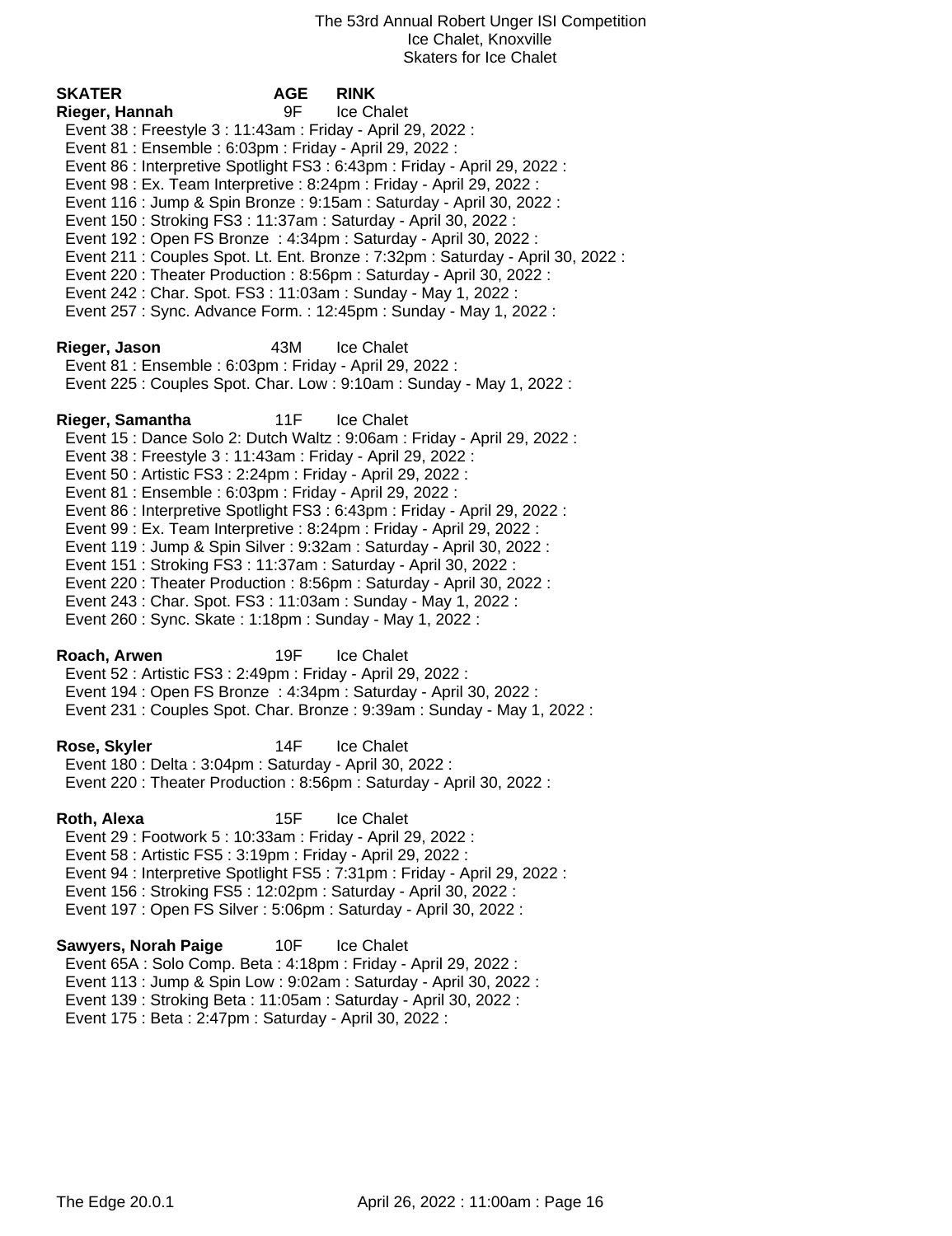The 53rd Annual Robert Unger ISI Competition
Ice Chalet, Knoxville
Skaters for Ice Chalet

| SKATER | AGE | RINK |
|---|---|---|
| **Rieger, Hannah** | 9F | Ice Chalet |

Event 38 : Freestyle 3 : 11:43am : Friday - April 29, 2022 :
Event 81 : Ensemble : 6:03pm : Friday - April 29, 2022 :
Event 86 : Interpretive Spotlight FS3 : 6:43pm : Friday - April 29, 2022 :
Event 98 : Ex. Team Interpretive : 8:24pm : Friday - April 29, 2022 :
Event 116 : Jump & Spin Bronze : 9:15am : Saturday - April 30, 2022 :
Event 150 : Stroking FS3 : 11:37am : Saturday - April 30, 2022 :
Event 192 : Open FS Bronze : 4:34pm : Saturday - April 30, 2022 :
Event 211 : Couples Spot. Lt. Ent. Bronze : 7:32pm : Saturday - April 30, 2022 :
Event 220 : Theater Production : 8:56pm : Saturday - April 30, 2022 :
Event 242 : Char. Spot. FS3 : 11:03am : Sunday - May 1, 2022 :
Event 257 : Sync. Advance Form. : 12:45pm : Sunday - May 1, 2022 :

**Rieger, Jason** 43M Ice Chalet

Event 81 : Ensemble : 6:03pm : Friday - April 29, 2022 :
Event 225 : Couples Spot. Char. Low : 9:10am : Sunday - May 1, 2022 :

**Rieger, Samantha** 11F Ice Chalet

Event 15 : Dance Solo 2: Dutch Waltz : 9:06am : Friday - April 29, 2022 :
Event 38 : Freestyle 3 : 11:43am : Friday - April 29, 2022 :
Event 50 : Artistic FS3 : 2:24pm : Friday - April 29, 2022 :
Event 81 : Ensemble : 6:03pm : Friday - April 29, 2022 :
Event 86 : Interpretive Spotlight FS3 : 6:43pm : Friday - April 29, 2022 :
Event 99 : Ex. Team Interpretive : 8:24pm : Friday - April 29, 2022 :
Event 119 : Jump & Spin Silver : 9:32am : Saturday - April 30, 2022 :
Event 151 : Stroking FS3 : 11:37am : Saturday - April 30, 2022 :
Event 220 : Theater Production : 8:56pm : Saturday - April 30, 2022 :
Event 243 : Char. Spot. FS3 : 11:03am : Sunday - May 1, 2022 :
Event 260 : Sync. Skate : 1:18pm : Sunday - May 1, 2022 :

**Roach, Arwen** 19F Ice Chalet

Event 52 : Artistic FS3 : 2:49pm : Friday - April 29, 2022 :
Event 194 : Open FS Bronze : 4:34pm : Saturday - April 30, 2022 :
Event 231 : Couples Spot. Char. Bronze : 9:39am : Sunday - May 1, 2022 :

**Rose, Skyler** 14F Ice Chalet

Event 180 : Delta : 3:04pm : Saturday - April 30, 2022 :
Event 220 : Theater Production : 8:56pm : Saturday - April 30, 2022 :

**Roth, Alexa** 15F Ice Chalet

Event 29 : Footwork 5 : 10:33am : Friday - April 29, 2022 :
Event 58 : Artistic FS5 : 3:19pm : Friday - April 29, 2022 :
Event 94 : Interpretive Spotlight FS5 : 7:31pm : Friday - April 29, 2022 :
Event 156 : Stroking FS5 : 12:02pm : Saturday - April 30, 2022 :
Event 197 : Open FS Silver : 5:06pm : Saturday - April 30, 2022 :

**Sawyers, Norah Paige** 10F Ice Chalet

Event 65A : Solo Comp. Beta : 4:18pm : Friday - April 29, 2022 :
Event 113 : Jump & Spin Low : 9:02am : Saturday - April 30, 2022 :
Event 139 : Stroking Beta : 11:05am : Saturday - April 30, 2022 :
Event 175 : Beta : 2:47pm : Saturday - April 30, 2022 :

The Edge 20.0.1 April 26, 2022 : 11:00am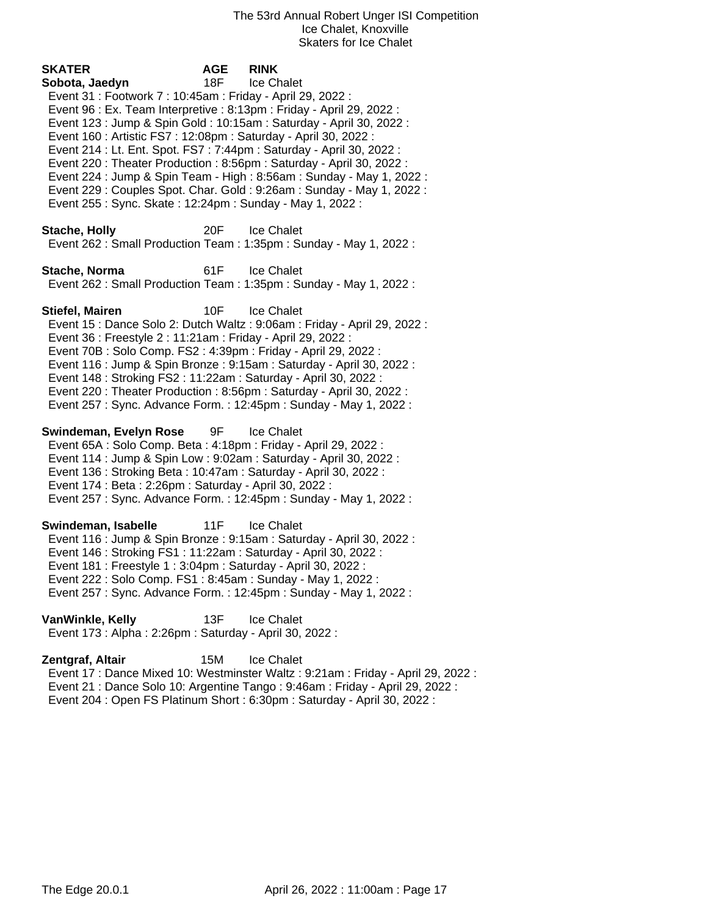The 53rd Annual Robert Unger ISI Competition
Ice Chalet, Knoxville
Skaters for Ice Chalet

| SKATER | AGE | RINK |
|---|---|---|

**Sobota, Jaedyn** 18F Ice Chalet
- Event 31 : Footwork 7 : 10:45am : Friday - April 29, 2022 :
- Event 96 : Ex. Team Interpretive : 8:13pm : Friday - April 29, 2022 :
- Event 123 : Jump & Spin Gold : 10:15am : Saturday - April 30, 2022 :
- Event 160 : Artistic FS7 : 12:08pm : Saturday - April 30, 2022 :
- Event 214 : Lt. Ent. Spot. FS7 : 7:44pm : Saturday - April 30, 2022 :
- Event 220 : Theater Production : 8:56pm : Saturday - April 30, 2022 :
- Event 224 : Jump & Spin Team - High : 8:56am : Sunday - May 1, 2022 :
- Event 229 : Couples Spot. Char. Gold : 9:26am : Sunday - May 1, 2022 :
- Event 255 : Sync. Skate : 12:24pm : Sunday - May 1, 2022 :

**Stache, Holly** 20F Ice Chalet
- Event 262 : Small Production Team : 1:35pm : Sunday - May 1, 2022 :

**Stache, Norma** 61F Ice Chalet
- Event 262 : Small Production Team : 1:35pm : Sunday - May 1, 2022 :

**Stiefel, Mairen** 10F Ice Chalet
- Event 15 : Dance Solo 2: Dutch Waltz : 9:06am : Friday - April 29, 2022 :
- Event 36 : Freestyle 2 : 11:21am : Friday - April 29, 2022 :
- Event 70B : Solo Comp. FS2 : 4:39pm : Friday - April 29, 2022 :
- Event 116 : Jump & Spin Bronze : 9:15am : Saturday - April 30, 2022 :
- Event 148 : Stroking FS2 : 11:22am : Saturday - April 30, 2022 :
- Event 220 : Theater Production : 8:56pm : Saturday - April 30, 2022 :
- Event 257 : Sync. Advance Form. : 12:45pm : Sunday - May 1, 2022 :

**Swindeman, Evelyn Rose** 9F Ice Chalet
- Event 65A : Solo Comp. Beta : 4:18pm : Friday - April 29, 2022 :
- Event 114 : Jump & Spin Low : 9:02am : Saturday - April 30, 2022 :
- Event 136 : Stroking Beta : 10:47am : Saturday - April 30, 2022 :
- Event 174 : Beta : 2:26pm : Saturday - April 30, 2022 :
- Event 257 : Sync. Advance Form. : 12:45pm : Sunday - May 1, 2022 :

**Swindeman, Isabelle** 11F Ice Chalet
- Event 116 : Jump & Spin Bronze : 9:15am : Saturday - April 30, 2022 :
- Event 146 : Stroking FS1 : 11:22am : Saturday - April 30, 2022 :
- Event 181 : Freestyle 1 : 3:04pm : Saturday - April 30, 2022 :
- Event 222 : Solo Comp. FS1 : 8:45am : Sunday - May 1, 2022 :
- Event 257 : Sync. Advance Form. : 12:45pm : Sunday - May 1, 2022 :

**VanWinkle, Kelly** 13F Ice Chalet
- Event 173 : Alpha : 2:26pm : Saturday - April 30, 2022 :

**Zentgraf, Altair** 15M Ice Chalet
- Event 17 : Dance Mixed 10: Westminster Waltz : 9:21am : Friday - April 29, 2022 :
- Event 21 : Dance Solo 10: Argentine Tango : 9:46am : Friday - April 29, 2022 :
- Event 204 : Open FS Platinum Short : 6:30pm : Saturday - April 30, 2022 :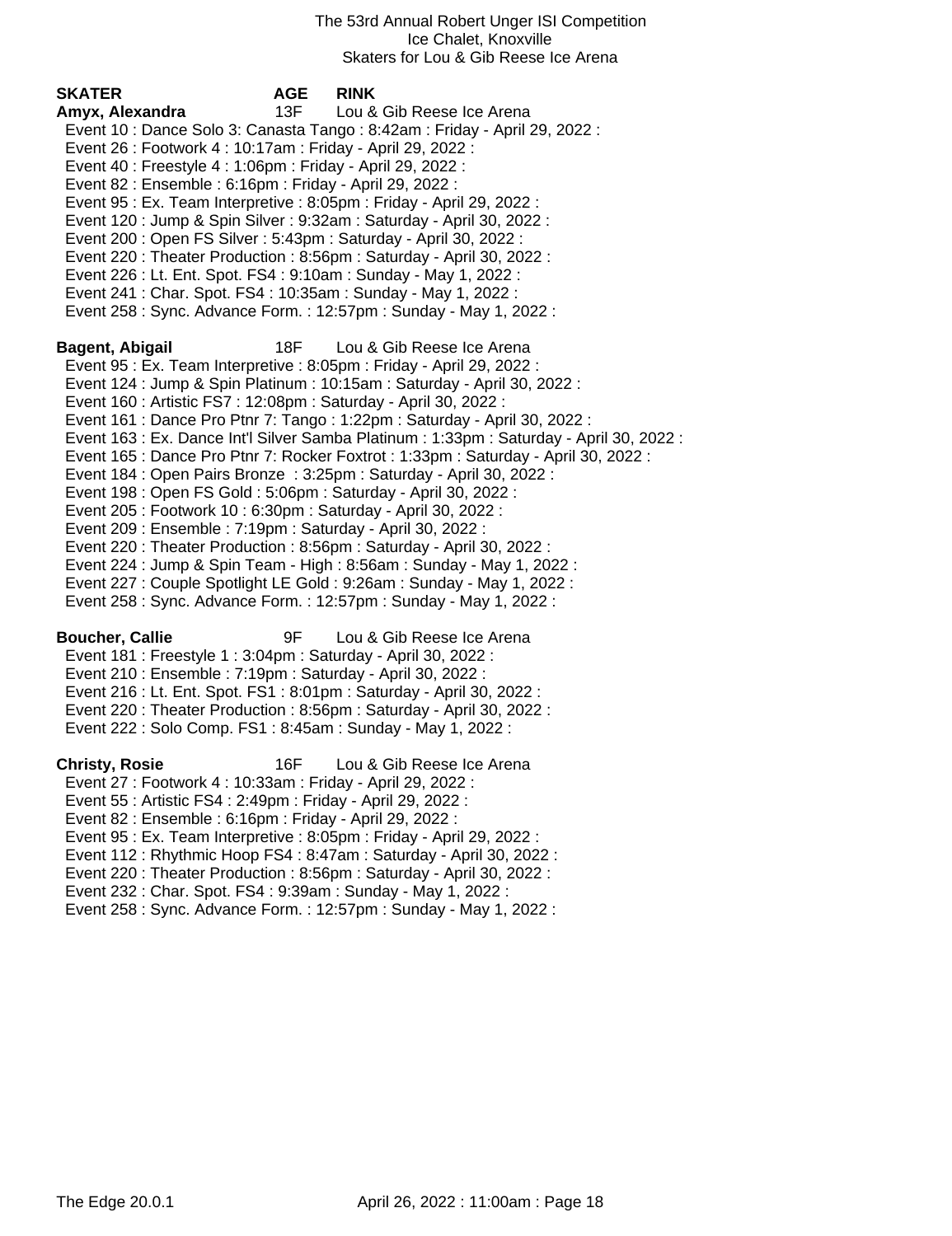The 53rd Annual Robert Unger ISI Competition
Ice Chalet, Knoxville
Skaters for Lou & Gib Reese Ice Arena

| SKATER | AGE | RINK |
|---|---|---|

**Amyx, Alexandra** 13F Lou & Gib Reese Ice Arena

Event 10 : Dance Solo 3: Canasta Tango : 8:42am : Friday - April 29, 2022 :
Event 26 : Footwork 4 : 10:17am : Friday - April 29, 2022 :
Event 40 : Freestyle 4 : 1:06pm : Friday - April 29, 2022 :
Event 82 : Ensemble : 6:16pm : Friday - April 29, 2022 :
Event 95 : Ex. Team Interpretive : 8:05pm : Friday - April 29, 2022 :
Event 120 : Jump & Spin Silver : 9:32am : Saturday - April 30, 2022 :
Event 200 : Open FS Silver : 5:43pm : Saturday - April 30, 2022 :
Event 220 : Theater Production : 8:56pm : Saturday - April 30, 2022 :
Event 226 : Lt. Ent. Spot. FS4 : 9:10am : Sunday - May 1, 2022 :
Event 241 : Char. Spot. FS4 : 10:35am : Sunday - May 1, 2022 :
Event 258 : Sync. Advance Form. : 12:57pm : Sunday - May 1, 2022 :

**Bagent, Abigail** 18F Lou & Gib Reese Ice Arena

Event 95 : Ex. Team Interpretive : 8:05pm : Friday - April 29, 2022 :
Event 124 : Jump & Spin Platinum : 10:15am : Saturday - April 30, 2022 :
Event 160 : Artistic FS7 : 12:08pm : Saturday - April 30, 2022 :
Event 161 : Dance Pro Ptnr 7: Tango : 1:22pm : Saturday - April 30, 2022 :
Event 163 : Ex. Dance Int'l Silver Samba Platinum : 1:33pm : Saturday - April 30, 2022 :
Event 165 : Dance Pro Ptnr 7: Rocker Foxtrot : 1:33pm : Saturday - April 30, 2022 :
Event 184 : Open Pairs Bronze : 3:25pm : Saturday - April 30, 2022 :
Event 198 : Open FS Gold : 5:06pm : Saturday - April 30, 2022 :
Event 205 : Footwork 10 : 6:30pm : Saturday - April 30, 2022 :
Event 209 : Ensemble : 7:19pm : Saturday - April 30, 2022 :
Event 220 : Theater Production : 8:56pm : Saturday - April 30, 2022 :
Event 224 : Jump & Spin Team - High : 8:56am : Sunday - May 1, 2022 :
Event 227 : Couple Spotlight LE Gold : 9:26am : Sunday - May 1, 2022 :
Event 258 : Sync. Advance Form. : 12:57pm : Sunday - May 1, 2022 :

**Boucher, Callie** 9F Lou & Gib Reese Ice Arena

Event 181 : Freestyle 1 : 3:04pm : Saturday - April 30, 2022 :
Event 210 : Ensemble : 7:19pm : Saturday - April 30, 2022 :
Event 216 : Lt. Ent. Spot. FS1 : 8:01pm : Saturday - April 30, 2022 :
Event 220 : Theater Production : 8:56pm : Saturday - April 30, 2022 :
Event 222 : Solo Comp. FS1 : 8:45am : Sunday - May 1, 2022 :

**Christy, Rosie** 16F Lou & Gib Reese Ice Arena

Event 27 : Footwork 4 : 10:33am : Friday - April 29, 2022 :
Event 55 : Artistic FS4 : 2:49pm : Friday - April 29, 2022 :
Event 82 : Ensemble : 6:16pm : Friday - April 29, 2022 :
Event 95 : Ex. Team Interpretive : 8:05pm : Friday - April 29, 2022 :
Event 112 : Rhythmic Hoop FS4 : 8:47am : Saturday - April 30, 2022 :
Event 220 : Theater Production : 8:56pm : Saturday - April 30, 2022 :
Event 232 : Char. Spot. FS4 : 9:39am : Sunday - May 1, 2022 :
Event 258 : Sync. Advance Form. : 12:57pm : Sunday - May 1, 2022 :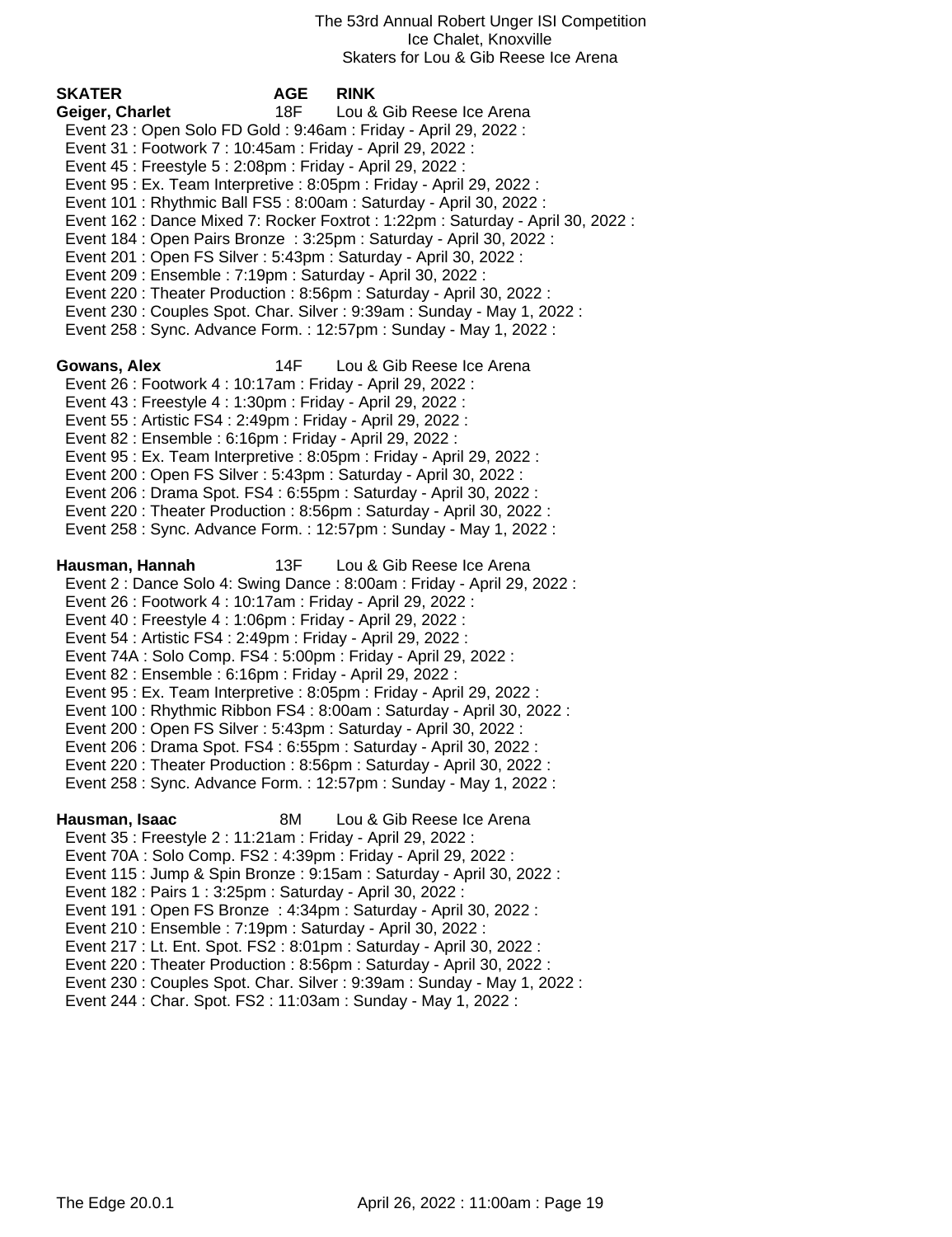The 53rd Annual Robert Unger ISI Competition
Ice Chalet, Knoxville
Skaters for Lou & Gib Reese Ice Arena

| SKATER | AGE | RINK |
|---|---|---|
| **Geiger, Charlet** | 18F | Lou & Gib Reese Ice Arena |

Event 23 : Open Solo FD Gold : 9:46am : Friday - April 29, 2022 :
Event 31 : Footwork 7 : 10:45am : Friday - April 29, 2022 :
Event 45 : Freestyle 5 : 2:08pm : Friday - April 29, 2022 :
Event 95 : Ex. Team Interpretive : 8:05pm : Friday - April 29, 2022 :
Event 101 : Rhythmic Ball FS5 : 8:00am : Saturday - April 30, 2022 :
Event 162 : Dance Mixed 7: Rocker Foxtrot : 1:22pm : Saturday - April 30, 2022 :
Event 184 : Open Pairs Bronze : 3:25pm : Saturday - April 30, 2022 :
Event 201 : Open FS Silver : 5:43pm : Saturday - April 30, 2022 :
Event 209 : Ensemble : 7:19pm : Saturday - April 30, 2022 :
Event 220 : Theater Production : 8:56pm : Saturday - April 30, 2022 :
Event 230 : Couples Spot. Char. Silver : 9:39am : Sunday - May 1, 2022 :
Event 258 : Sync. Advance Form. : 12:57pm : Sunday - May 1, 2022 :

| | | |
|---|---|---|
| **Gowans, Alex** | 14F | Lou & Gib Reese Ice Arena |

Event 26 : Footwork 4 : 10:17am : Friday - April 29, 2022 :
Event 43 : Freestyle 4 : 1:30pm : Friday - April 29, 2022 :
Event 55 : Artistic FS4 : 2:49pm : Friday - April 29, 2022 :
Event 82 : Ensemble : 6:16pm : Friday - April 29, 2022 :
Event 95 : Ex. Team Interpretive : 8:05pm : Friday - April 29, 2022 :
Event 200 : Open FS Silver : 5:43pm : Saturday - April 30, 2022 :
Event 206 : Drama Spot. FS4 : 6:55pm : Saturday - April 30, 2022 :
Event 220 : Theater Production : 8:56pm : Saturday - April 30, 2022 :
Event 258 : Sync. Advance Form. : 12:57pm : Sunday - May 1, 2022 :

| | | |
|---|---|---|
| **Hausman, Hannah** | 13F | Lou & Gib Reese Ice Arena |

Event 2 : Dance Solo 4: Swing Dance : 8:00am : Friday - April 29, 2022 :
Event 26 : Footwork 4 : 10:17am : Friday - April 29, 2022 :
Event 40 : Freestyle 4 : 1:06pm : Friday - April 29, 2022 :
Event 54 : Artistic FS4 : 2:49pm : Friday - April 29, 2022 :
Event 74A : Solo Comp. FS4 : 5:00pm : Friday - April 29, 2022 :
Event 82 : Ensemble : 6:16pm : Friday - April 29, 2022 :
Event 95 : Ex. Team Interpretive : 8:05pm : Friday - April 29, 2022 :
Event 100 : Rhythmic Ribbon FS4 : 8:00am : Saturday - April 30, 2022 :
Event 200 : Open FS Silver : 5:43pm : Saturday - April 30, 2022 :
Event 206 : Drama Spot. FS4 : 6:55pm : Saturday - April 30, 2022 :
Event 220 : Theater Production : 8:56pm : Saturday - April 30, 2022 :
Event 258 : Sync. Advance Form. : 12:57pm : Sunday - May 1, 2022 :

| | | |
|---|---|---|
| **Hausman, Isaac** | 8M | Lou & Gib Reese Ice Arena |

Event 35 : Freestyle 2 : 11:21am : Friday - April 29, 2022 :
Event 70A : Solo Comp. FS2 : 4:39pm : Friday - April 29, 2022 :
Event 115 : Jump & Spin Bronze : 9:15am : Saturday - April 30, 2022 :
Event 182 : Pairs 1 : 3:25pm : Saturday - April 30, 2022 :
Event 191 : Open FS Bronze : 4:34pm : Saturday - April 30, 2022 :
Event 210 : Ensemble : 7:19pm : Saturday - April 30, 2022 :
Event 217 : Lt. Ent. Spot. FS2 : 8:01pm : Saturday - April 30, 2022 :
Event 220 : Theater Production : 8:56pm : Saturday - April 30, 2022 :
Event 230 : Couples Spot. Char. Silver : 9:39am : Sunday - May 1, 2022 :
Event 244 : Char. Spot. FS2 : 11:03am : Sunday - May 1, 2022 :

The Edge 20.0.1 April 26, 2022 : 11:00am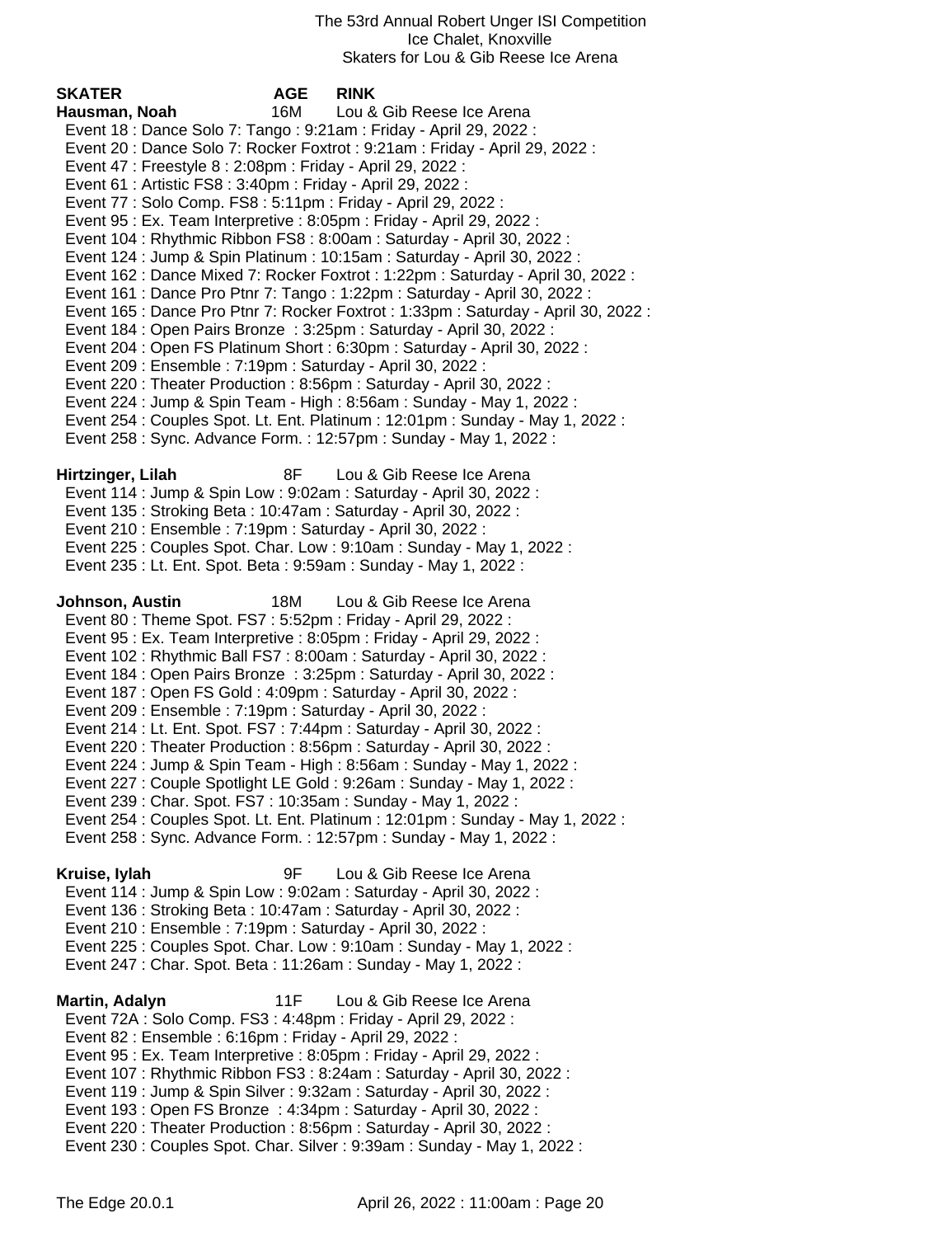The 53rd Annual Robert Unger ISI Competition
Ice Chalet, Knoxville
Skaters for Lou & Gib Reese Ice Arena

| SKATER | AGE | RINK |
|---|---|---|

**Hausman, Noah** 16M Lou & Gib Reese Ice Arena

Event 18 : Dance Solo 7: Tango : 9:21am : Friday - April 29, 2022 :
Event 20 : Dance Solo 7: Rocker Foxtrot : 9:21am : Friday - April 29, 2022 :
Event 47 : Freestyle 8 : 2:08pm : Friday - April 29, 2022 :
Event 61 : Artistic FS8 : 3:40pm : Friday - April 29, 2022 :
Event 77 : Solo Comp. FS8 : 5:11pm : Friday - April 29, 2022 :
Event 95 : Ex. Team Interpretive : 8:05pm : Friday - April 29, 2022 :
Event 104 : Rhythmic Ribbon FS8 : 8:00am : Saturday - April 30, 2022 :
Event 124 : Jump & Spin Platinum : 10:15am : Saturday - April 30, 2022 :
Event 162 : Dance Mixed 7: Rocker Foxtrot : 1:22pm : Saturday - April 30, 2022 :
Event 161 : Dance Pro Ptnr 7: Tango : 1:22pm : Saturday - April 30, 2022 :
Event 165 : Dance Pro Ptnr 7: Rocker Foxtrot : 1:33pm : Saturday - April 30, 2022 :
Event 184 : Open Pairs Bronze : 3:25pm : Saturday - April 30, 2022 :
Event 204 : Open FS Platinum Short : 6:30pm : Saturday - April 30, 2022 :
Event 209 : Ensemble : 7:19pm : Saturday - April 30, 2022 :
Event 220 : Theater Production : 8:56pm : Saturday - April 30, 2022 :
Event 224 : Jump & Spin Team - High : 8:56am : Sunday - May 1, 2022 :
Event 254 : Couples Spot. Lt. Ent. Platinum : 12:01pm : Sunday - May 1, 2022 :
Event 258 : Sync. Advance Form. : 12:57pm : Sunday - May 1, 2022 :

**Hirtzinger, Lilah** 8F Lou & Gib Reese Ice Arena

Event 114 : Jump & Spin Low : 9:02am : Saturday - April 30, 2022 :
Event 135 : Stroking Beta : 10:47am : Saturday - April 30, 2022 :
Event 210 : Ensemble : 7:19pm : Saturday - April 30, 2022 :
Event 225 : Couples Spot. Char. Low : 9:10am : Sunday - May 1, 2022 :
Event 235 : Lt. Ent. Spot. Beta : 9:59am : Sunday - May 1, 2022 :

**Johnson, Austin** 18M Lou & Gib Reese Ice Arena

Event 80 : Theme Spot. FS7 : 5:52pm : Friday - April 29, 2022 :
Event 95 : Ex. Team Interpretive : 8:05pm : Friday - April 29, 2022 :
Event 102 : Rhythmic Ball FS7 : 8:00am : Saturday - April 30, 2022 :
Event 184 : Open Pairs Bronze : 3:25pm : Saturday - April 30, 2022 :
Event 187 : Open FS Gold : 4:09pm : Saturday - April 30, 2022 :
Event 209 : Ensemble : 7:19pm : Saturday - April 30, 2022 :
Event 214 : Lt. Ent. Spot. FS7 : 7:44pm : Saturday - April 30, 2022 :
Event 220 : Theater Production : 8:56pm : Saturday - April 30, 2022 :
Event 224 : Jump & Spin Team - High : 8:56am : Sunday - May 1, 2022 :
Event 227 : Couple Spotlight LE Gold : 9:26am : Sunday - May 1, 2022 :
Event 239 : Char. Spot. FS7 : 10:35am : Sunday - May 1, 2022 :
Event 254 : Couples Spot. Lt. Ent. Platinum : 12:01pm : Sunday - May 1, 2022 :
Event 258 : Sync. Advance Form. : 12:57pm : Sunday - May 1, 2022 :

**Kruise, Iylah** 9F Lou & Gib Reese Ice Arena

Event 114 : Jump & Spin Low : 9:02am : Saturday - April 30, 2022 :
Event 136 : Stroking Beta : 10:47am : Saturday - April 30, 2022 :
Event 210 : Ensemble : 7:19pm : Saturday - April 30, 2022 :
Event 225 : Couples Spot. Char. Low : 9:10am : Sunday - May 1, 2022 :
Event 247 : Char. Spot. Beta : 11:26am : Sunday - May 1, 2022 :

**Martin, Adalyn** 11F Lou & Gib Reese Ice Arena

Event 72A : Solo Comp. FS3 : 4:48pm : Friday - April 29, 2022 :
Event 82 : Ensemble : 6:16pm : Friday - April 29, 2022 :
Event 95 : Ex. Team Interpretive : 8:05pm : Friday - April 29, 2022 :
Event 107 : Rhythmic Ribbon FS3 : 8:24am : Saturday - April 30, 2022 :
Event 119 : Jump & Spin Silver : 9:32am : Saturday - April 30, 2022 :
Event 193 : Open FS Bronze : 4:34pm : Saturday - April 30, 2022 :
Event 220 : Theater Production : 8:56pm : Saturday - April 30, 2022 :
Event 230 : Couples Spot. Char. Silver : 9:39am : Sunday - May 1, 2022 :

The Edge 20.0.1 April 26, 2022 : 11:00am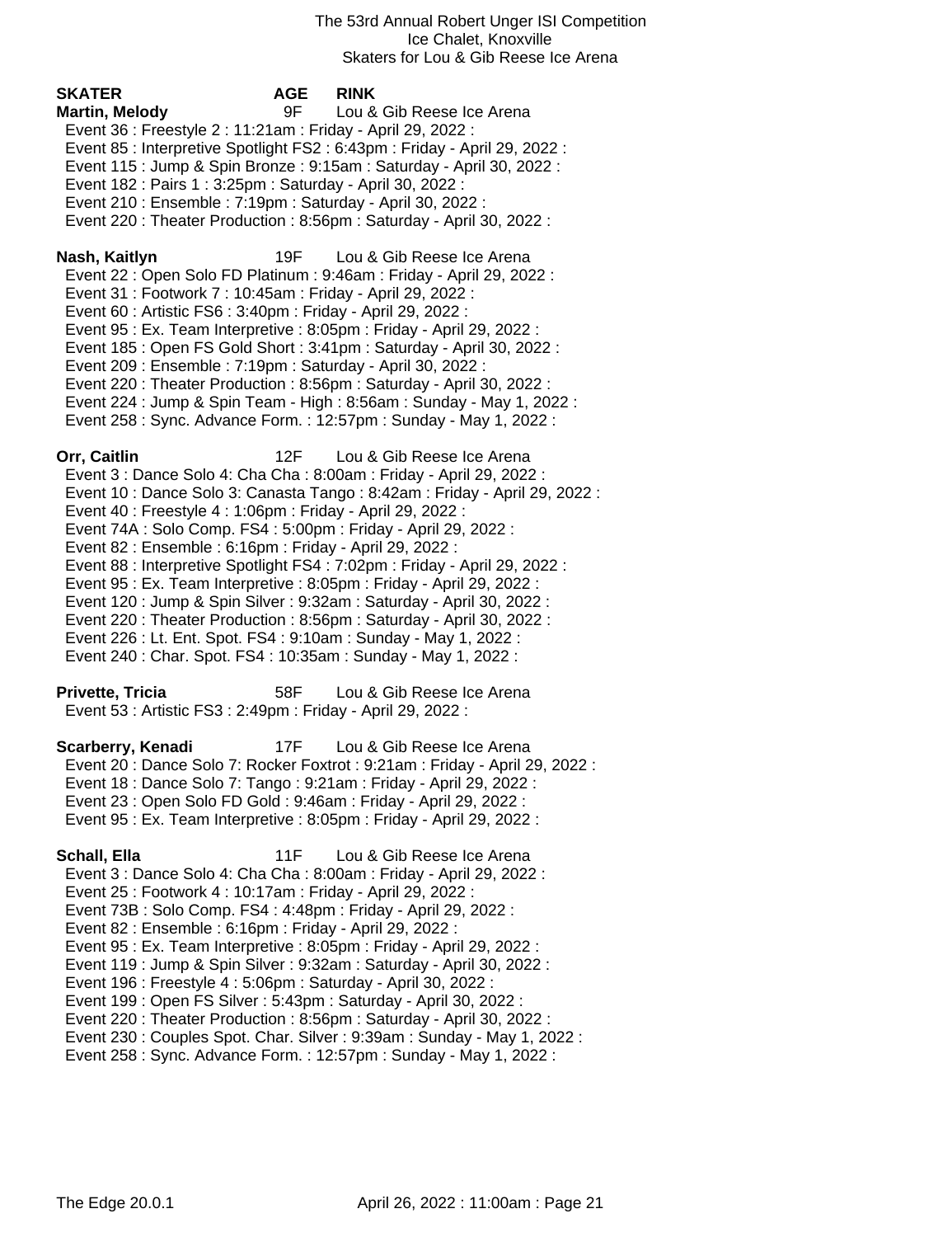The 53rd Annual Robert Unger ISI Competition
Ice Chalet, Knoxville
Skaters for Lou & Gib Reese Ice Arena

| SKATER | AGE | RINK |
|---|---|---|

**Martin, Melody** 9F Lou & Gib Reese Ice Arena

Event 36 : Freestyle 2 : 11:21am : Friday - April 29, 2022 :
Event 85 : Interpretive Spotlight FS2 : 6:43pm : Friday - April 29, 2022 :
Event 115 : Jump & Spin Bronze : 9:15am : Saturday - April 30, 2022 :
Event 182 : Pairs 1 : 3:25pm : Saturday - April 30, 2022 :
Event 210 : Ensemble : 7:19pm : Saturday - April 30, 2022 :
Event 220 : Theater Production : 8:56pm : Saturday - April 30, 2022 :

**Nash, Kaitlyn** 19F Lou & Gib Reese Ice Arena

Event 22 : Open Solo FD Platinum : 9:46am : Friday - April 29, 2022 :
Event 31 : Footwork 7 : 10:45am : Friday - April 29, 2022 :
Event 60 : Artistic FS6 : 3:40pm : Friday - April 29, 2022 :
Event 95 : Ex. Team Interpretive : 8:05pm : Friday - April 29, 2022 :
Event 185 : Open FS Gold Short : 3:41pm : Saturday - April 30, 2022 :
Event 209 : Ensemble : 7:19pm : Saturday - April 30, 2022 :
Event 220 : Theater Production : 8:56pm : Saturday - April 30, 2022 :
Event 224 : Jump & Spin Team - High : 8:56am : Sunday - May 1, 2022 :
Event 258 : Sync. Advance Form. : 12:57pm : Sunday - May 1, 2022 :

**Orr, Caitlin** 12F Lou & Gib Reese Ice Arena

Event 3 : Dance Solo 4: Cha Cha : 8:00am : Friday - April 29, 2022 :
Event 10 : Dance Solo 3: Canasta Tango : 8:42am : Friday - April 29, 2022 :
Event 40 : Freestyle 4 : 1:06pm : Friday - April 29, 2022 :
Event 74A : Solo Comp. FS4 : 5:00pm : Friday - April 29, 2022 :
Event 82 : Ensemble : 6:16pm : Friday - April 29, 2022 :
Event 88 : Interpretive Spotlight FS4 : 7:02pm : Friday - April 29, 2022 :
Event 95 : Ex. Team Interpretive : 8:05pm : Friday - April 29, 2022 :
Event 120 : Jump & Spin Silver : 9:32am : Saturday - April 30, 2022 :
Event 220 : Theater Production : 8:56pm : Saturday - April 30, 2022 :
Event 226 : Lt. Ent. Spot. FS4 : 9:10am : Sunday - May 1, 2022 :
Event 240 : Char. Spot. FS4 : 10:35am : Sunday - May 1, 2022 :

**Privette, Tricia** 58F Lou & Gib Reese Ice Arena

Event 53 : Artistic FS3 : 2:49pm : Friday - April 29, 2022 :

**Scarberry, Kenadi** 17F Lou & Gib Reese Ice Arena

Event 20 : Dance Solo 7: Rocker Foxtrot : 9:21am : Friday - April 29, 2022 :
Event 18 : Dance Solo 7: Tango : 9:21am : Friday - April 29, 2022 :
Event 23 : Open Solo FD Gold : 9:46am : Friday - April 29, 2022 :
Event 95 : Ex. Team Interpretive : 8:05pm : Friday - April 29, 2022 :

**Schall, Ella** 11F Lou & Gib Reese Ice Arena

Event 3 : Dance Solo 4: Cha Cha : 8:00am : Friday - April 29, 2022 :
Event 25 : Footwork 4 : 10:17am : Friday - April 29, 2022 :
Event 73B : Solo Comp. FS4 : 4:48pm : Friday - April 29, 2022 :
Event 82 : Ensemble : 6:16pm : Friday - April 29, 2022 :
Event 95 : Ex. Team Interpretive : 8:05pm : Friday - April 29, 2022 :
Event 119 : Jump & Spin Silver : 9:32am : Saturday - April 30, 2022 :
Event 196 : Freestyle 4 : 5:06pm : Saturday - April 30, 2022 :
Event 199 : Open FS Silver : 5:43pm : Saturday - April 30, 2022 :
Event 220 : Theater Production : 8:56pm : Saturday - April 30, 2022 :
Event 230 : Couples Spot. Char. Silver : 9:39am : Sunday - May 1, 2022 :
Event 258 : Sync. Advance Form. : 12:57pm : Sunday - May 1, 2022 :

The Edge 20.0.1 April 26, 2022 : 11:00am